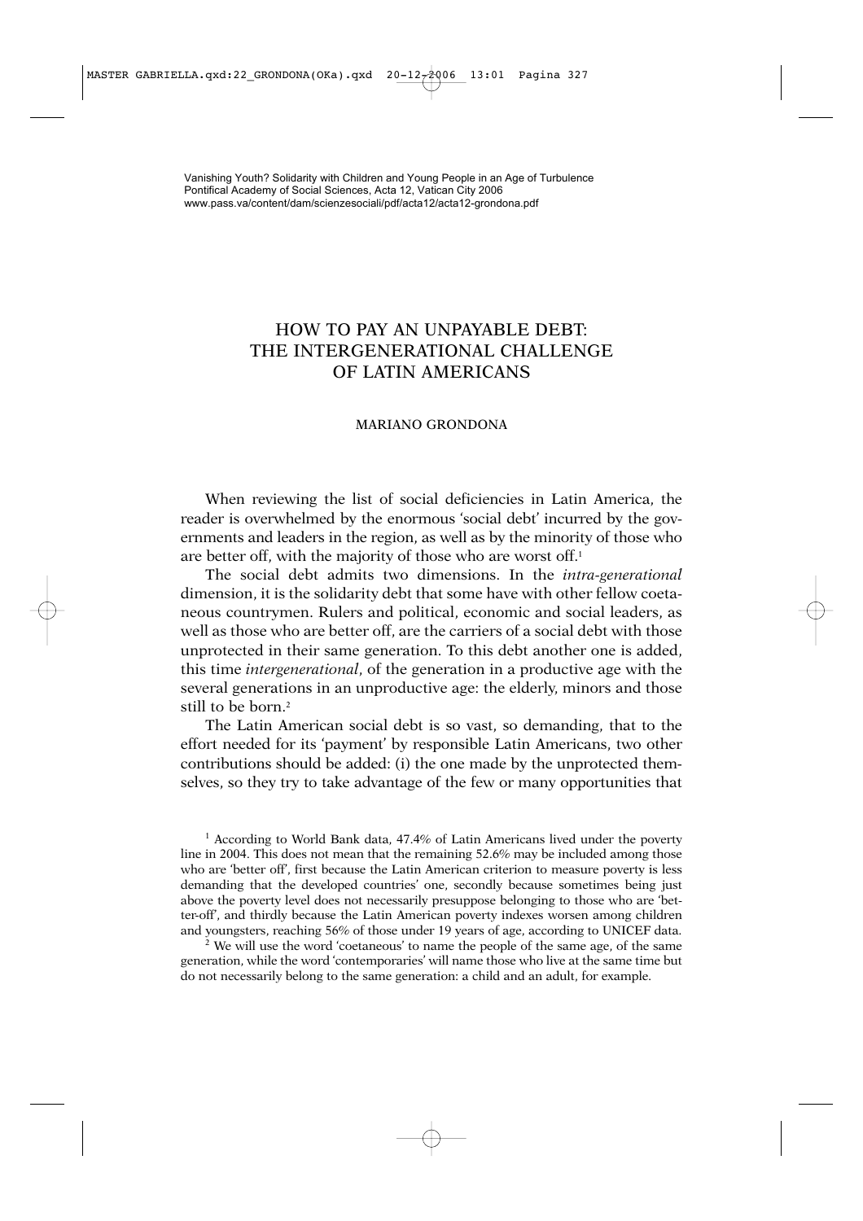Vanishing Youth? Solidarity with Children and Young People in an Age of Turbulence
Pontifical Academy of Social Sciences, Acta 12, Vatican City 2006
www.pass.va/content/dam/scienzesociali/pdf/acta12/acta12-grondona.pdf

# HOW TO PAY AN UNPAYABLE DEBT: THE INTERGENERATIONAL CHALLENGE OF LATIN AMERICANS

MARIANO GRONDONA

When reviewing the list of social deficiencies in Latin America, the reader is overwhelmed by the enormous 'social debt' incurred by the governments and leaders in the region, as well as by the minority of those who are better off, with the majority of those who are worst off.[1]

The social debt admits two dimensions. In the *intra-generational* dimension, it is the solidarity debt that some have with other fellow coetaneous countrymen. Rulers and political, economic and social leaders, as well as those who are better off, are the carriers of a social debt with those unprotected in their same generation. To this debt another one is added, this time *intergenerational*, of the generation in a productive age with the several generations in an unproductive age: the elderly, minors and those still to be born.[2]

The Latin American social debt is so vast, so demanding, that to the effort needed for its 'payment' by responsible Latin Americans, two other contributions should be added: (i) the one made by the unprotected themselves, so they try to take advantage of the few or many opportunities that

[1] According to World Bank data, 47.4% of Latin Americans lived under the poverty line in 2004. This does not mean that the remaining 52.6% may be included among those who are 'better off', first because the Latin American criterion to measure poverty is less demanding that the developed countries' one, secondly because sometimes being just above the poverty level does not necessarily presuppose belonging to those who are 'better-off', and thirdly because the Latin American poverty indexes worsen among children and youngsters, reaching 56% of those under 19 years of age, according to UNICEF data.

[2] We will use the word 'coetaneous' to name the people of the same age, of the same generation, while the word 'contemporaries' will name those who live at the same time but do not necessarily belong to the same generation: a child and an adult, for example.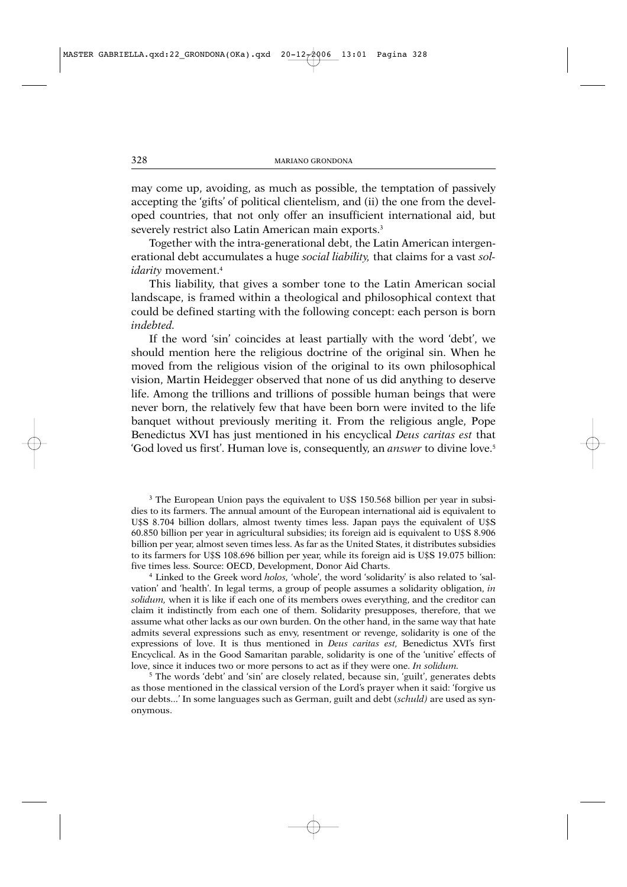may come up, avoiding, as much as possible, the temptation of passively accepting the 'gifts' of political clientelism, and (ii) the one from the developed countries, that not only offer an insufficient international aid, but severely restrict also Latin American main exports.[3]

Together with the intra-generational debt, the Latin American intergenerational debt accumulates a huge *social liability,* that claims for a vast *solidarity* movement.[4]

This liability, that gives a somber tone to the Latin American social landscape, is framed within a theological and philosophical context that could be defined starting with the following concept: each person is born *indebted.*

If the word 'sin' coincides at least partially with the word 'debt', we should mention here the religious doctrine of the original sin. When he moved from the religious vision of the original to its own philosophical vision, Martin Heidegger observed that none of us did anything to deserve life. Among the trillions and trillions of possible human beings that were never born, the relatively few that have been born were invited to the life banquet without previously meriting it. From the religious angle, Pope Benedictus XVI has just mentioned in his encyclical *Deus caritas est* that 'God loved us first'. Human love is, consequently, an *answer* to divine love.[5]

[3] The European Union pays the equivalent to U$S 150.568 billion per year in subsidies to its farmers. The annual amount of the European international aid is equivalent to U$S 8.704 billion dollars, almost twenty times less. Japan pays the equivalent of U$S 60.850 billion per year in agricultural subsidies; its foreign aid is equivalent to U$S 8.906 billion per year, almost seven times less. As far as the United States, it distributes subsidies to its farmers for U$S 108.696 billion per year, while its foreign aid is U$S 19.075 billion: five times less. Source: OECD, Development, Donor Aid Charts.

[4] Linked to the Greek word *holos*, 'whole', the word 'solidarity' is also related to 'salvation' and 'health'. In legal terms, a group of people assumes a solidarity obligation, *in solidum*, when it is like if each one of its members owes everything, and the creditor can claim it indistinctly from each one of them. Solidarity presupposes, therefore, that we assume what other lacks as our own burden. On the other hand, in the same way that hate admits several expressions such as envy, resentment or revenge, solidarity is one of the expressions of love. It is thus mentioned in *Deus caritas est*, Benedictus XVI's first Encyclical. As in the Good Samaritan parable, solidarity is one of the 'unitive' effects of love, since it induces two or more persons to act as if they were one. *In solidum*.

[5] The words 'debt' and 'sin' are closely related, because sin, 'guilt', generates debts as those mentioned in the classical version of the Lord's prayer when it said: 'forgive us our debts...' In some languages such as German, guilt and debt (*schuld)* are used as synonymous.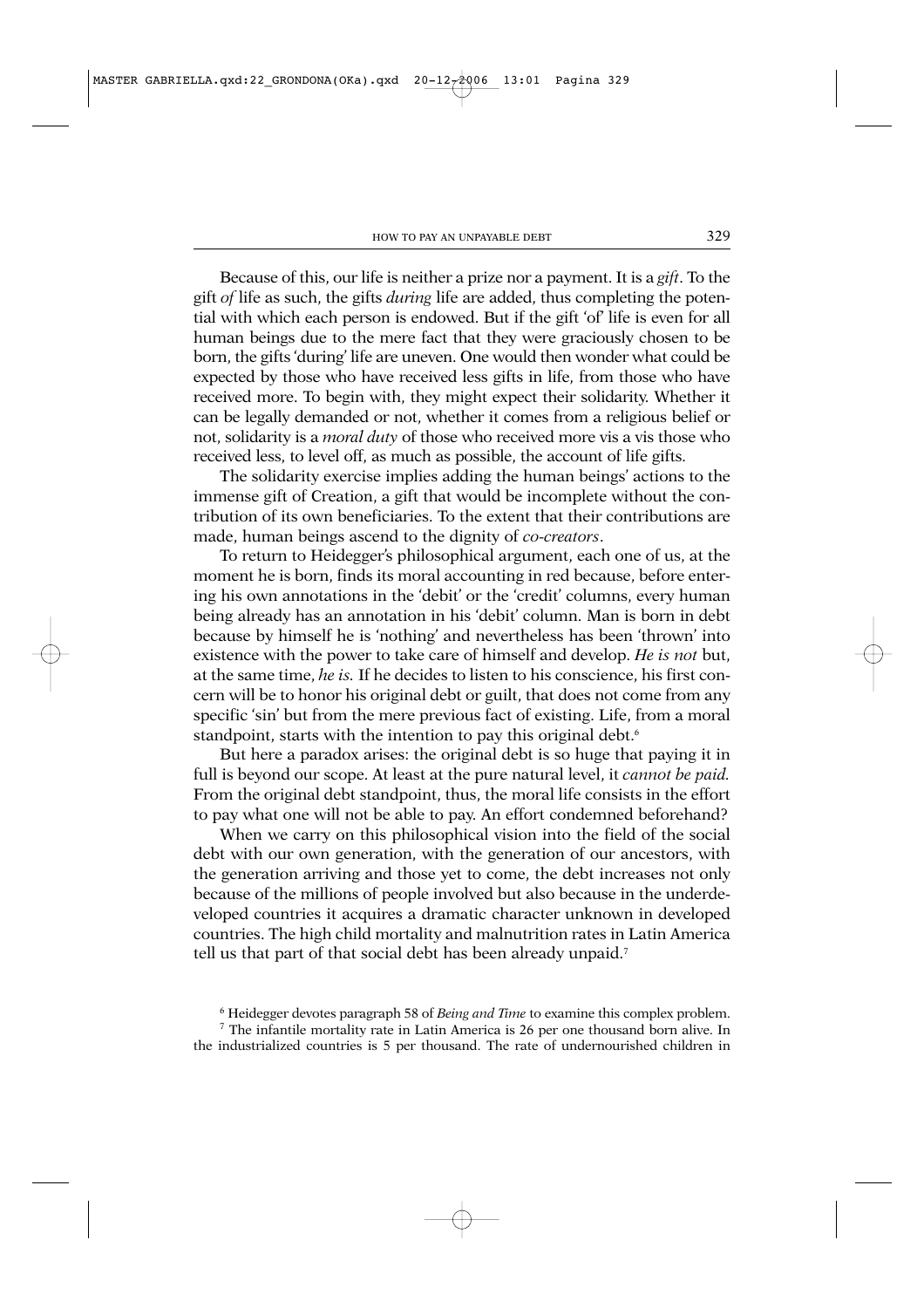Because of this, our life is neither a prize nor a payment. It is a *gift*. To the gift *of* life as such, the gifts *during* life are added, thus completing the potential with which each person is endowed. But if the gift 'of' life is even for all human beings due to the mere fact that they were graciously chosen to be born, the gifts 'during' life are uneven. One would then wonder what could be expected by those who have received less gifts in life, from those who have received more. To begin with, they might expect their solidarity. Whether it can be legally demanded or not, whether it comes from a religious belief or not, solidarity is a *moral duty* of those who received more vis a vis those who received less, to level off, as much as possible, the account of life gifts.

The solidarity exercise implies adding the human beings' actions to the immense gift of Creation, a gift that would be incomplete without the contribution of its own beneficiaries. To the extent that their contributions are made, human beings ascend to the dignity of *co-creators*.

To return to Heidegger's philosophical argument, each one of us, at the moment he is born, finds its moral accounting in red because, before entering his own annotations in the 'debit' or the 'credit' columns, every human being already has an annotation in his 'debit' column. Man is born in debt because by himself he is 'nothing' and nevertheless has been 'thrown' into existence with the power to take care of himself and develop. *He is not* but, at the same time, *he is.* If he decides to listen to his conscience, his first concern will be to honor his original debt or guilt, that does not come from any specific 'sin' but from the mere previous fact of existing. Life, from a moral standpoint, starts with the intention to pay this original debt.[6]

But here a paradox arises: the original debt is so huge that paying it in full is beyond our scope. At least at the pure natural level, it *cannot be paid.* From the original debt standpoint, thus, the moral life consists in the effort to pay what one will not be able to pay. An effort condemned beforehand?

When we carry on this philosophical vision into the field of the social debt with our own generation, with the generation of our ancestors, with the generation arriving and those yet to come, the debt increases not only because of the millions of people involved but also because in the underdeveloped countries it acquires a dramatic character unknown in developed countries. The high child mortality and malnutrition rates in Latin America tell us that part of that social debt has been already unpaid.[7]

---

[6] Heidegger devotes paragraph 58 of *Being and Time* to examine this complex problem.

[7] The infantile mortality rate in Latin America is 26 per one thousand born alive. In the industrialized countries is 5 per thousand. The rate of undernourished children in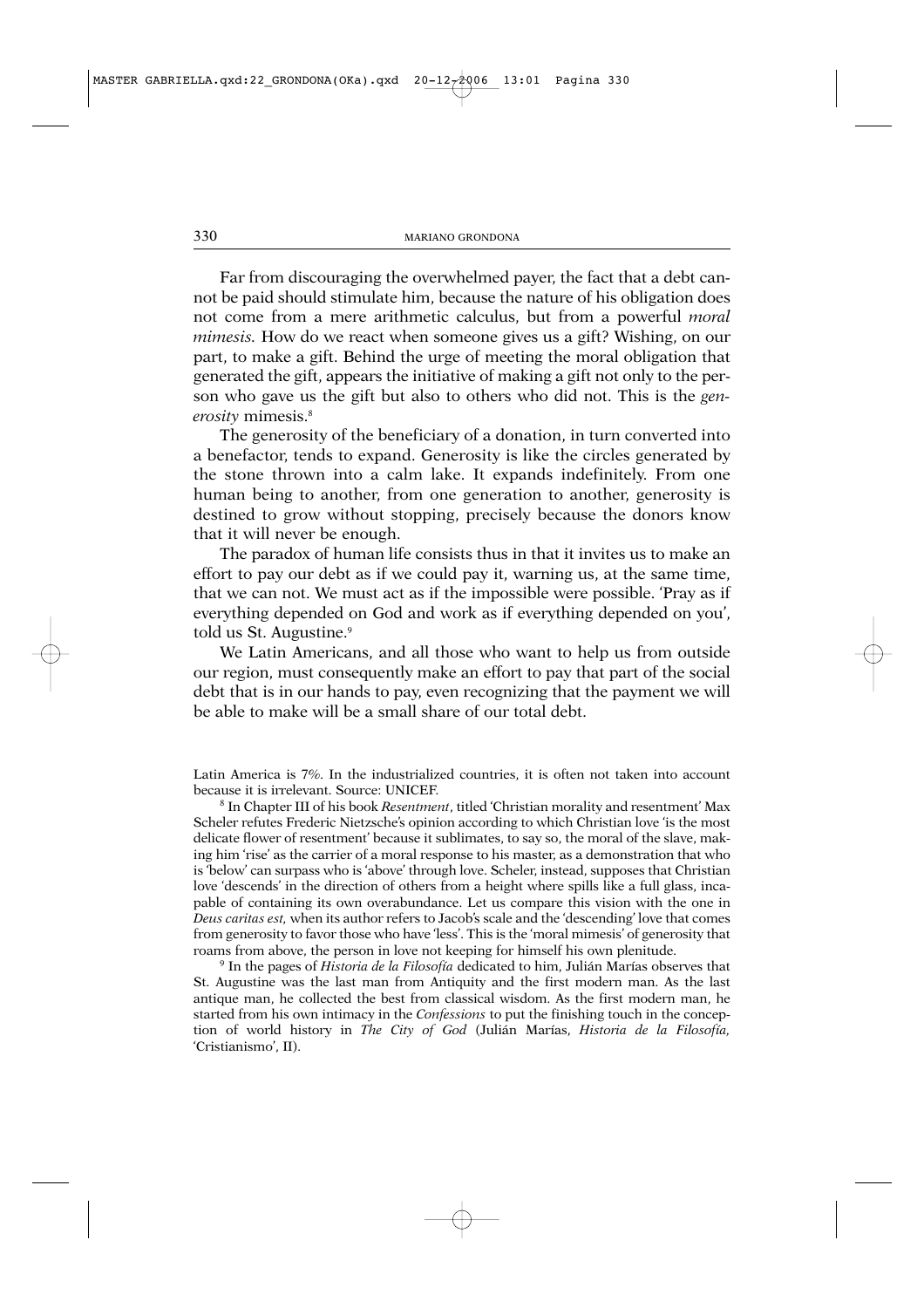Far from discouraging the overwhelmed payer, the fact that a debt cannot be paid should stimulate him, because the nature of his obligation does not come from a mere arithmetic calculus, but from a powerful *moral mimesis*. How do we react when someone gives us a gift? Wishing, on our part, to make a gift. Behind the urge of meeting the moral obligation that generated the gift, appears the initiative of making a gift not only to the person who gave us the gift but also to others who did not. This is the *generosity* mimesis.[8]

The generosity of the beneficiary of a donation, in turn converted into a benefactor, tends to expand. Generosity is like the circles generated by the stone thrown into a calm lake. It expands indefinitely. From one human being to another, from one generation to another, generosity is destined to grow without stopping, precisely because the donors know that it will never be enough.

The paradox of human life consists thus in that it invites us to make an effort to pay our debt as if we could pay it, warning us, at the same time, that we can not. We must act as if the impossible were possible. 'Pray as if everything depended on God and work as if everything depended on you', told us St. Augustine.[9]

We Latin Americans, and all those who want to help us from outside our region, must consequently make an effort to pay that part of the social debt that is in our hands to pay, even recognizing that the payment we will be able to make will be a small share of our total debt.

---

Latin America is 7%. In the industrialized countries, it is often not taken into account because it is irrelevant. Source: UNICEF.

[8] In Chapter III of his book *Resentment*, titled 'Christian morality and resentment' Max Scheler refutes Frederic Nietzsche's opinion according to which Christian love 'is the most delicate flower of resentment' because it sublimates, to say so, the moral of the slave, making him 'rise' as the carrier of a moral response to his master, as a demonstration that who is 'below' can surpass who is 'above' through love. Scheler, instead, supposes that Christian love 'descends' in the direction of others from a height where spills like a full glass, incapable of containing its own overabundance. Let us compare this vision with the one in *Deus caritas est,* when its author refers to Jacob's scale and the 'descending' love that comes from generosity to favor those who have 'less'. This is the 'moral mimesis' of generosity that roams from above, the person in love not keeping for himself his own plenitude.

[9] In the pages of *Historia de la Filosofía* dedicated to him, Julián Marías observes that St. Augustine was the last man from Antiquity and the first modern man. As the last antique man, he collected the best from classical wisdom. As the first modern man, he started from his own intimacy in the *Confessions* to put the finishing touch in the conception of world history in *The City of God* (Julián Marías, *Historia de la Filosofía,* 'Cristianismo', II).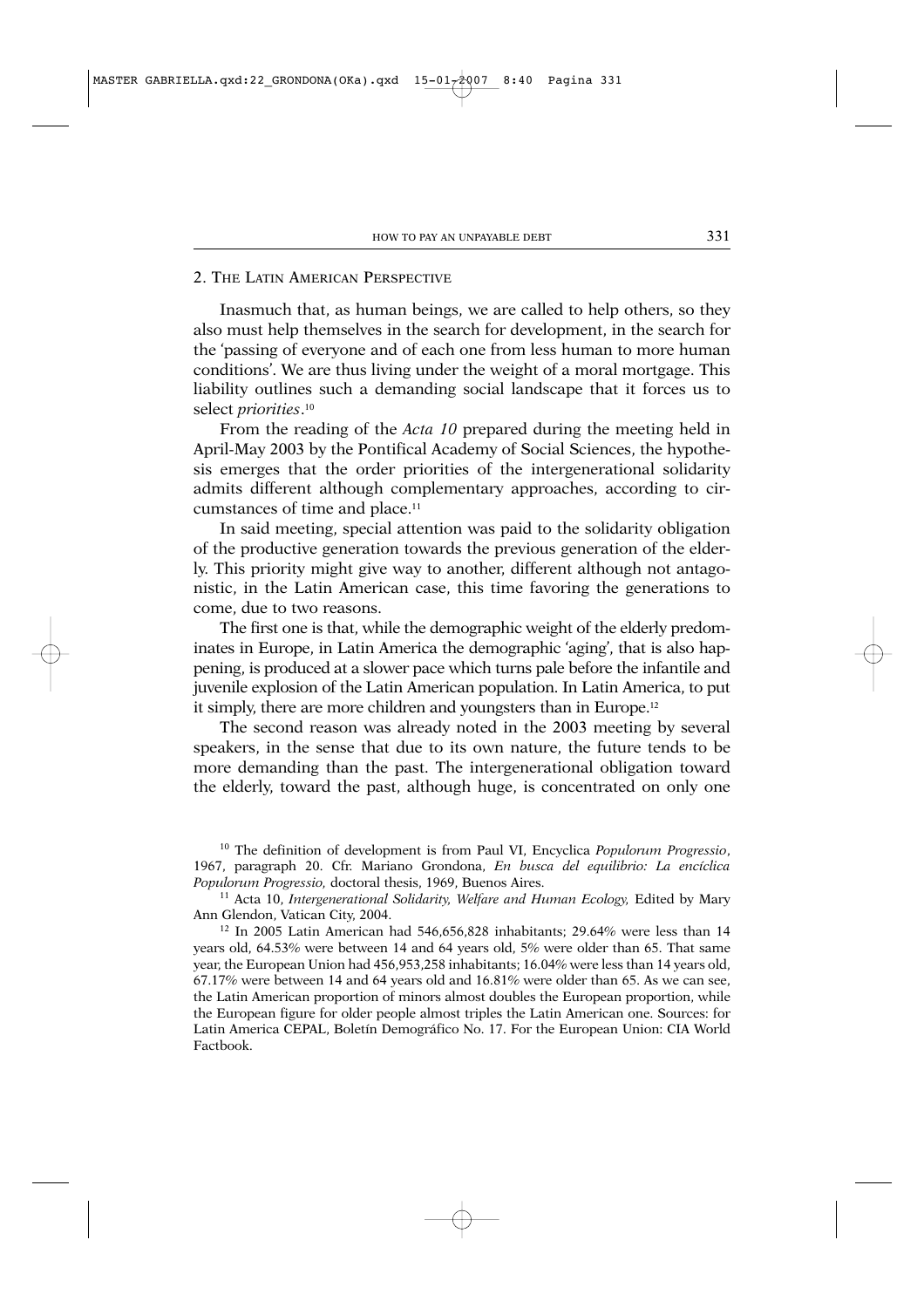## 2. The Latin American Perspective

Inasmuch that, as human beings, we are called to help others, so they also must help themselves in the search for development, in the search for the 'passing of everyone and of each one from less human to more human conditions'. We are thus living under the weight of a moral mortgage. This liability outlines such a demanding social landscape that it forces us to select *priorities*.[10]

From the reading of the *Acta 10* prepared during the meeting held in April-May 2003 by the Pontifical Academy of Social Sciences, the hypothesis emerges that the order priorities of the intergenerational solidarity admits different although complementary approaches, according to circumstances of time and place.[11]

In said meeting, special attention was paid to the solidarity obligation of the productive generation towards the previous generation of the elderly. This priority might give way to another, different although not antagonistic, in the Latin American case, this time favoring the generations to come, due to two reasons.

The first one is that, while the demographic weight of the elderly predominates in Europe, in Latin America the demographic 'aging', that is also happening, is produced at a slower pace which turns pale before the infantile and juvenile explosion of the Latin American population. In Latin America, to put it simply, there are more children and youngsters than in Europe.[12]

The second reason was already noted in the 2003 meeting by several speakers, in the sense that due to its own nature, the future tends to be more demanding than the past. The intergenerational obligation toward the elderly, toward the past, although huge, is concentrated on only one

---

[10] The definition of development is from Paul VI, Encyclica *Populorum Progressio*, 1967, paragraph 20. Cfr. Mariano Grondona, *En busca del equilibrio: La encíclica Populorum Progressio,* doctoral thesis, 1969, Buenos Aires.

[11] Acta 10, *Intergenerational Solidarity, Welfare and Human Ecology,* Edited by Mary Ann Glendon, Vatican City, 2004.

[12] In 2005 Latin American had 546,656,828 inhabitants; 29.64% were less than 14 years old, 64.53% were between 14 and 64 years old, 5% were older than 65. That same year, the European Union had 456,953,258 inhabitants; 16.04% were less than 14 years old, 67.17% were between 14 and 64 years old and 16.81% were older than 65. As we can see, the Latin American proportion of minors almost doubles the European proportion, while the European figure for older people almost triples the Latin American one. Sources: for Latin America CEPAL, Boletín Demográfico No. 17. For the European Union: CIA World Factbook.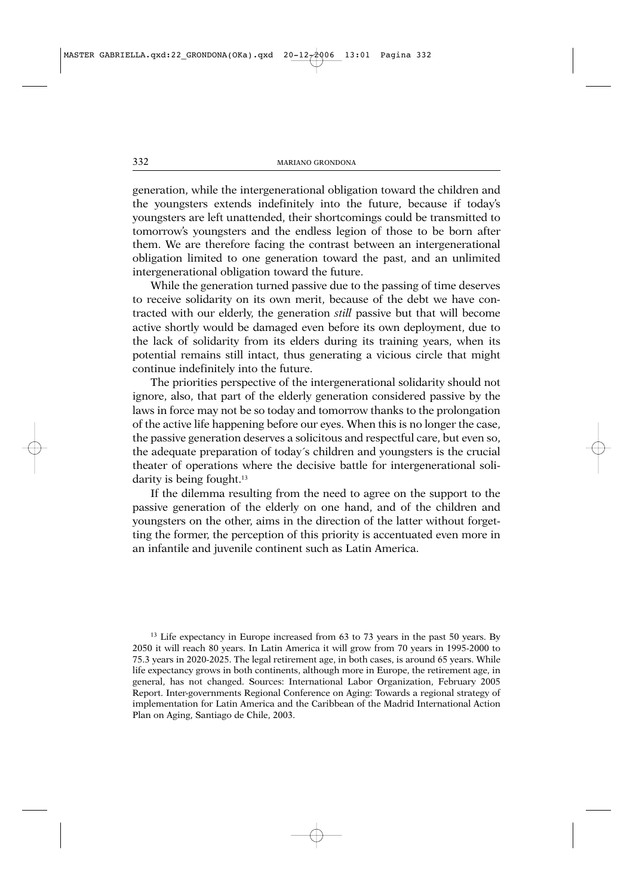generation, while the intergenerational obligation toward the children and the youngsters extends indefinitely into the future, because if today's youngsters are left unattended, their shortcomings could be transmitted to tomorrow's youngsters and the endless legion of those to be born after them. We are therefore facing the contrast between an intergenerational obligation limited to one generation toward the past, and an unlimited intergenerational obligation toward the future.

While the generation turned passive due to the passing of time deserves to receive solidarity on its own merit, because of the debt we have contracted with our elderly, the generation *still* passive but that will become active shortly would be damaged even before its own deployment, due to the lack of solidarity from its elders during its training years, when its potential remains still intact, thus generating a vicious circle that might continue indefinitely into the future.

The priorities perspective of the intergenerational solidarity should not ignore, also, that part of the elderly generation considered passive by the laws in force may not be so today and tomorrow thanks to the prolongation of the active life happening before our eyes. When this is no longer the case, the passive generation deserves a solicitous and respectful care, but even so, the adequate preparation of today´s children and youngsters is the crucial theater of operations where the decisive battle for intergenerational solidarity is being fought.[13]

If the dilemma resulting from the need to agree on the support to the passive generation of the elderly on one hand, and of the children and youngsters on the other, aims in the direction of the latter without forgetting the former, the perception of this priority is accentuated even more in an infantile and juvenile continent such as Latin America.

[13] Life expectancy in Europe increased from 63 to 73 years in the past 50 years. By 2050 it will reach 80 years. In Latin America it will grow from 70 years in 1995-2000 to 75.3 years in 2020-2025. The legal retirement age, in both cases, is around 65 years. While life expectancy grows in both continents, although more in Europe, the retirement age, in general, has not changed. Sources: International Labor Organization, February 2005 Report. Inter-governments Regional Conference on Aging: Towards a regional strategy of implementation for Latin America and the Caribbean of the Madrid International Action Plan on Aging, Santiago de Chile, 2003.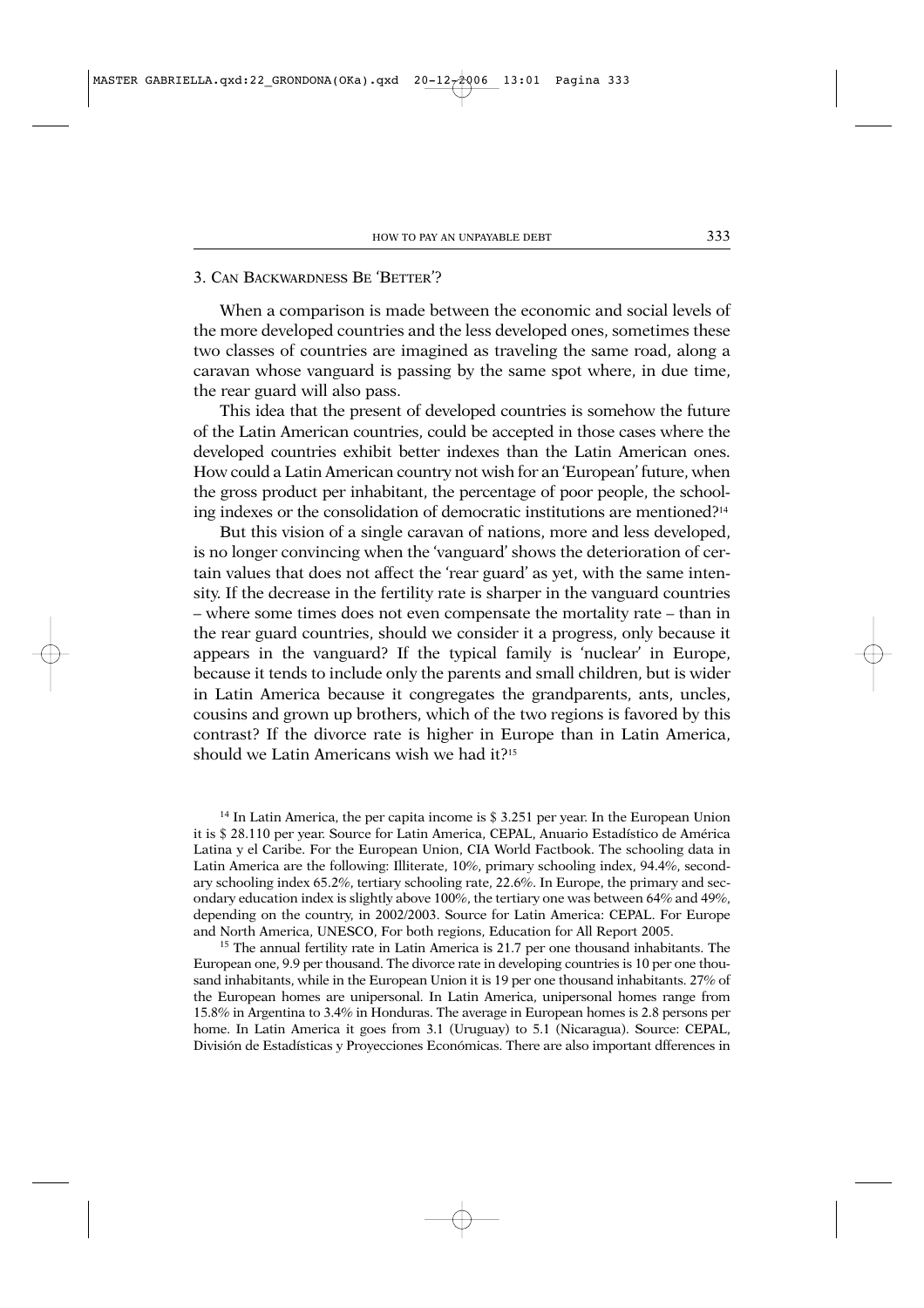## 3. Can Backwardness Be 'Better'?

When a comparison is made between the economic and social levels of the more developed countries and the less developed ones, sometimes these two classes of countries are imagined as traveling the same road, along a caravan whose vanguard is passing by the same spot where, in due time, the rear guard will also pass.

This idea that the present of developed countries is somehow the future of the Latin American countries, could be accepted in those cases where the developed countries exhibit better indexes than the Latin American ones. How could a Latin American country not wish for an 'European' future, when the gross product per inhabitant, the percentage of poor people, the schooling indexes or the consolidation of democratic institutions are mentioned?[14]

But this vision of a single caravan of nations, more and less developed, is no longer convincing when the 'vanguard' shows the deterioration of certain values that does not affect the 'rear guard' as yet, with the same intensity. If the decrease in the fertility rate is sharper in the vanguard countries – where some times does not even compensate the mortality rate – than in the rear guard countries, should we consider it a progress, only because it appears in the vanguard? If the typical family is 'nuclear' in Europe, because it tends to include only the parents and small children, but is wider in Latin America because it congregates the grandparents, ants, uncles, cousins and grown up brothers, which of the two regions is favored by this contrast? If the divorce rate is higher in Europe than in Latin America, should we Latin Americans wish we had it?[15]

[14] In Latin America, the per capita income is $ 3.251 per year. In the European Union it is $ 28.110 per year. Source for Latin America, CEPAL, Anuario Estadístico de América Latina y el Caribe. For the European Union, CIA World Factbook. The schooling data in Latin America are the following: Illiterate, 10%, primary schooling index, 94.4%, secondary schooling index 65.2%, tertiary schooling rate, 22.6%. In Europe, the primary and secondary education index is slightly above 100%, the tertiary one was between 64% and 49%, depending on the country, in 2002/2003. Source for Latin America: CEPAL. For Europe and North America, UNESCO, For both regions, Education for All Report 2005.

[15] The annual fertility rate in Latin America is 21.7 per one thousand inhabitants. The European one, 9.9 per thousand. The divorce rate in developing countries is 10 per one thousand inhabitants, while in the European Union it is 19 per one thousand inhabitants. 27% of the European homes are unipersonal. In Latin America, unipersonal homes range from 15.8% in Argentina to 3.4% in Honduras. The average in European homes is 2.8 persons per home. In Latin America it goes from 3.1 (Uruguay) to 5.1 (Nicaragua). Source: CEPAL, División de Estadísticas y Proyecciones Económicas. There are also important dfferences in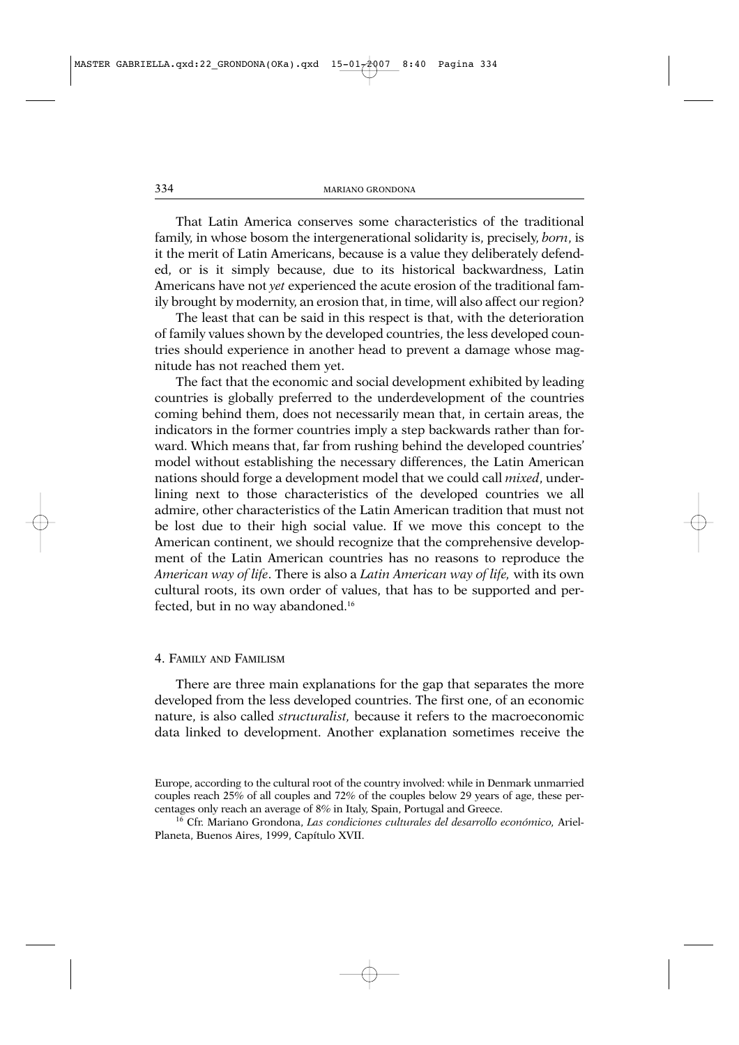That Latin America conserves some characteristics of the traditional family, in whose bosom the intergenerational solidarity is, precisely, *born*, is it the merit of Latin Americans, because is a value they deliberately defended, or is it simply because, due to its historical backwardness, Latin Americans have not *yet* experienced the acute erosion of the traditional family brought by modernity, an erosion that, in time, will also affect our region?

The least that can be said in this respect is that, with the deterioration of family values shown by the developed countries, the less developed countries should experience in another head to prevent a damage whose magnitude has not reached them yet.

The fact that the economic and social development exhibited by leading countries is globally preferred to the underdevelopment of the countries coming behind them, does not necessarily mean that, in certain areas, the indicators in the former countries imply a step backwards rather than forward. Which means that, far from rushing behind the developed countries' model without establishing the necessary differences, the Latin American nations should forge a development model that we could call *mixed*, underlining next to those characteristics of the developed countries we all admire, other characteristics of the Latin American tradition that must not be lost due to their high social value. If we move this concept to the American continent, we should recognize that the comprehensive development of the Latin American countries has no reasons to reproduce the *American way of life*. There is also a *Latin American way of life,* with its own cultural roots, its own order of values, that has to be supported and perfected, but in no way abandoned.[16]

## 4. Family and Familism

There are three main explanations for the gap that separates the more developed from the less developed countries. The first one, of an economic nature, is also called *structuralist,* because it refers to the macroeconomic data linked to development. Another explanation sometimes receive the

---

Europe, according to the cultural root of the country involved: while in Denmark unmarried couples reach 25% of all couples and 72% of the couples below 29 years of age, these percentages only reach an average of 8% in Italy, Spain, Portugal and Greece.

[16] Cfr. Mariano Grondona, *Las condiciones culturales del desarrollo económico,* Ariel-Planeta, Buenos Aires, 1999, Capítulo XVII.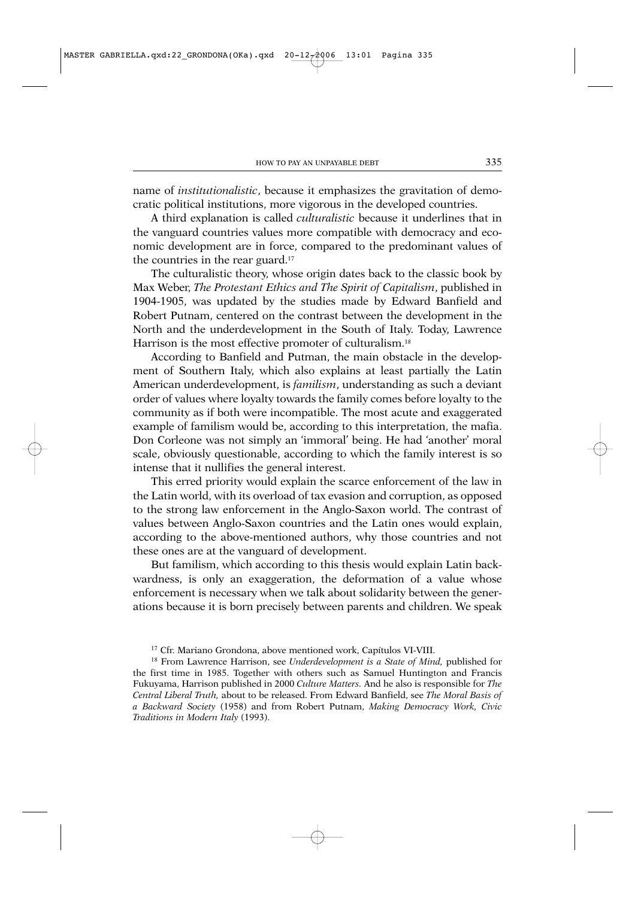name of *institutionalistic*, because it emphasizes the gravitation of democratic political institutions, more vigorous in the developed countries.

A third explanation is called *culturalistic* because it underlines that in the vanguard countries values more compatible with democracy and economic development are in force, compared to the predominant values of the countries in the rear guard.[17]

The culturalistic theory, whose origin dates back to the classic book by Max Weber, *The Protestant Ethics and The Spirit of Capitalism*, published in 1904-1905, was updated by the studies made by Edward Banfield and Robert Putnam, centered on the contrast between the development in the North and the underdevelopment in the South of Italy. Today, Lawrence Harrison is the most effective promoter of culturalism.[18]

According to Banfield and Putman, the main obstacle in the development of Southern Italy, which also explains at least partially the Latin American underdevelopment, is *familism*, understanding as such a deviant order of values where loyalty towards the family comes before loyalty to the community as if both were incompatible. The most acute and exaggerated example of familism would be, according to this interpretation, the mafia. Don Corleone was not simply an 'immoral' being. He had 'another' moral scale, obviously questionable, according to which the family interest is so intense that it nullifies the general interest.

This erred priority would explain the scarce enforcement of the law in the Latin world, with its overload of tax evasion and corruption, as opposed to the strong law enforcement in the Anglo-Saxon world. The contrast of values between Anglo-Saxon countries and the Latin ones would explain, according to the above-mentioned authors, why those countries and not these ones are at the vanguard of development.

But familism, which according to this thesis would explain Latin backwardness, is only an exaggeration, the deformation of a value whose enforcement is necessary when we talk about solidarity between the generations because it is born precisely between parents and children. We speak

[17] Cfr. Mariano Grondona, above mentioned work, Capítulos VI-VIII.

[18] From Lawrence Harrison, see *Underdevelopment is a State of Mind,* published for the first time in 1985. Together with others such as Samuel Huntington and Francis Fukuyama, Harrison published in 2000 *Culture Matters*. And he also is responsible for *The Central Liberal Truth,* about to be released. From Edward Banfield, see *The Moral Basis of a Backward Society* (1958) and from Robert Putnam, *Making Democracy Work, Civic Traditions in Modern Italy* (1993).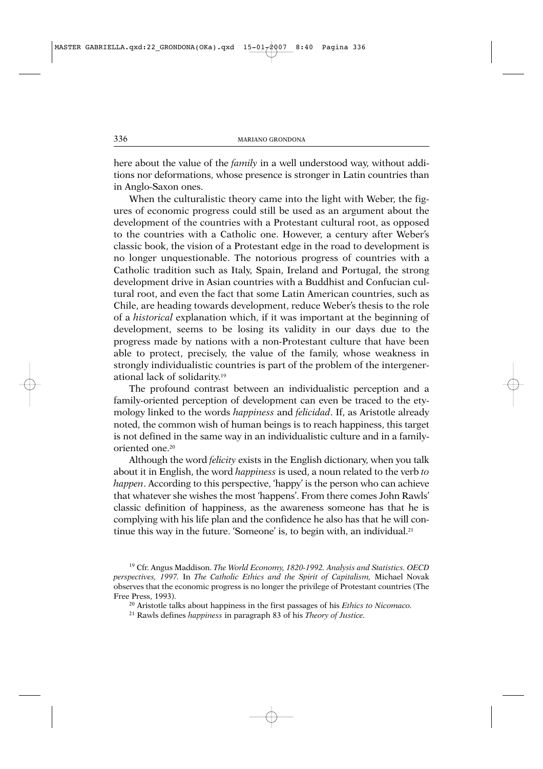here about the value of the *family* in a well understood way, without additions nor deformations, whose presence is stronger in Latin countries than in Anglo-Saxon ones.

When the culturalistic theory came into the light with Weber, the figures of economic progress could still be used as an argument about the development of the countries with a Protestant cultural root, as opposed to the countries with a Catholic one. However, a century after Weber's classic book, the vision of a Protestant edge in the road to development is no longer unquestionable. The notorious progress of countries with a Catholic tradition such as Italy, Spain, Ireland and Portugal, the strong development drive in Asian countries with a Buddhist and Confucian cultural root, and even the fact that some Latin American countries, such as Chile, are heading towards development, reduce Weber's thesis to the role of a *historical* explanation which, if it was important at the beginning of development, seems to be losing its validity in our days due to the progress made by nations with a non-Protestant culture that have been able to protect, precisely, the value of the family, whose weakness in strongly individualistic countries is part of the problem of the intergenerational lack of solidarity.[19]

The profound contrast between an individualistic perception and a family-oriented perception of development can even be traced to the etymology linked to the words *happiness* and *felicidad*. If, as Aristotle already noted, the common wish of human beings is to reach happiness, this target is not defined in the same way in an individualistic culture and in a family-oriented one.[20]

Although the word *felicity* exists in the English dictionary, when you talk about it in English, the word *happiness* is used, a noun related to the verb *to happen*. According to this perspective, 'happy' is the person who can achieve that whatever she wishes the most 'happens'. From there comes John Rawls' classic definition of happiness, as the awareness someone has that he is complying with his life plan and the confidence he also has that he will continue this way in the future. 'Someone' is, to begin with, an individual.[21]

[19] Cfr. Angus Maddison. *The World Economy, 1820-1992. Analysis and Statistics. OECD perspectives, 1997.* In *The Catholic Ethics and the Spirit of Capitalism,* Michael Novak observes that the economic progress is no longer the privilege of Protestant countries (The Free Press, 1993).

[20] Aristotle talks about happiness in the first passages of his *Ethics to Nicomaco*.

[21] Rawls defines *happiness* in paragraph 83 of his *Theory of Justice*.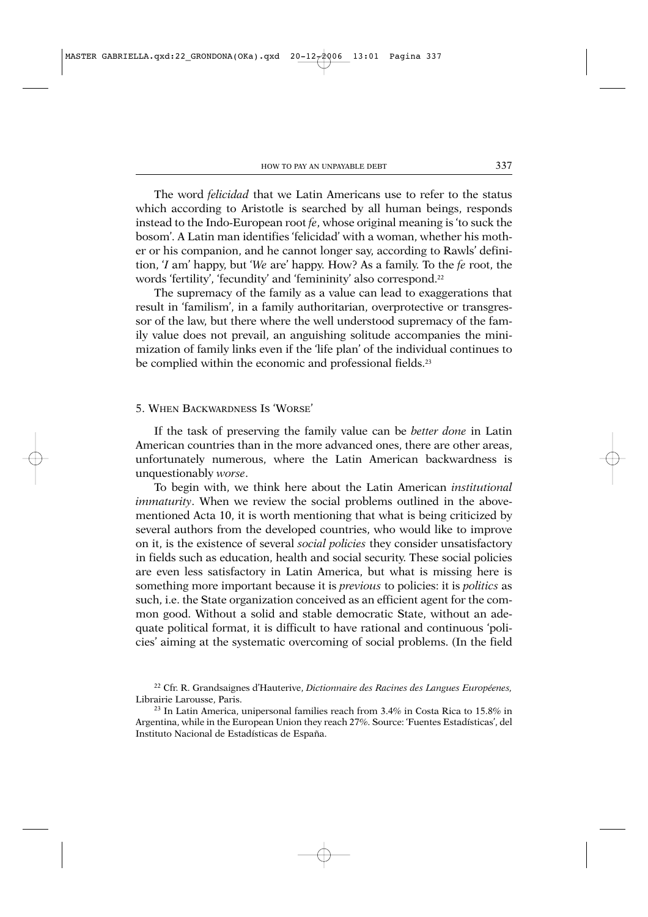The word *felicidad* that we Latin Americans use to refer to the status which according to Aristotle is searched by all human beings, responds instead to the Indo-European root *fe*, whose original meaning is 'to suck the bosom'. A Latin man identifies 'felicidad' with a woman, whether his mother or his companion, and he cannot longer say, according to Rawls' definition, '*I* am' happy, but '*We* are' happy. How? As a family. To the *fe* root, the words 'fertility', 'fecundity' and 'femininity' also correspond.[22]

The supremacy of the family as a value can lead to exaggerations that result in 'familism', in a family authoritarian, overprotective or transgressor of the law, but there where the well understood supremacy of the family value does not prevail, an anguishing solitude accompanies the minimization of family links even if the 'life plan' of the individual continues to be complied within the economic and professional fields.[23]

## 5. When Backwardness Is 'Worse'

If the task of preserving the family value can be *better done* in Latin American countries than in the more advanced ones, there are other areas, unfortunately numerous, where the Latin American backwardness is unquestionably *worse*.

To begin with, we think here about the Latin American *institutional immaturity*. When we review the social problems outlined in the above-mentioned Acta 10, it is worth mentioning that what is being criticized by several authors from the developed countries, who would like to improve on it, is the existence of several *social policies* they consider unsatisfactory in fields such as education, health and social security. These social policies are even less satisfactory in Latin America, but what is missing here is something more important because it is *previous* to policies: it is *politics* as such, i.e. the State organization conceived as an efficient agent for the common good. Without a solid and stable democratic State, without an adequate political format, it is difficult to have rational and continuous 'policies' aiming at the systematic overcoming of social problems. (In the field

---

[22] Cfr. R. Grandsaignes d'Hauterive, *Dictionnaire des Racines des Langues Européenes*, Librairie Larousse, Paris.

[23] In Latin America, unipersonal families reach from 3.4% in Costa Rica to 15.8% in Argentina, while in the European Union they reach 27%. Source: 'Fuentes Estadísticas', del Instituto Nacional de Estadísticas de España.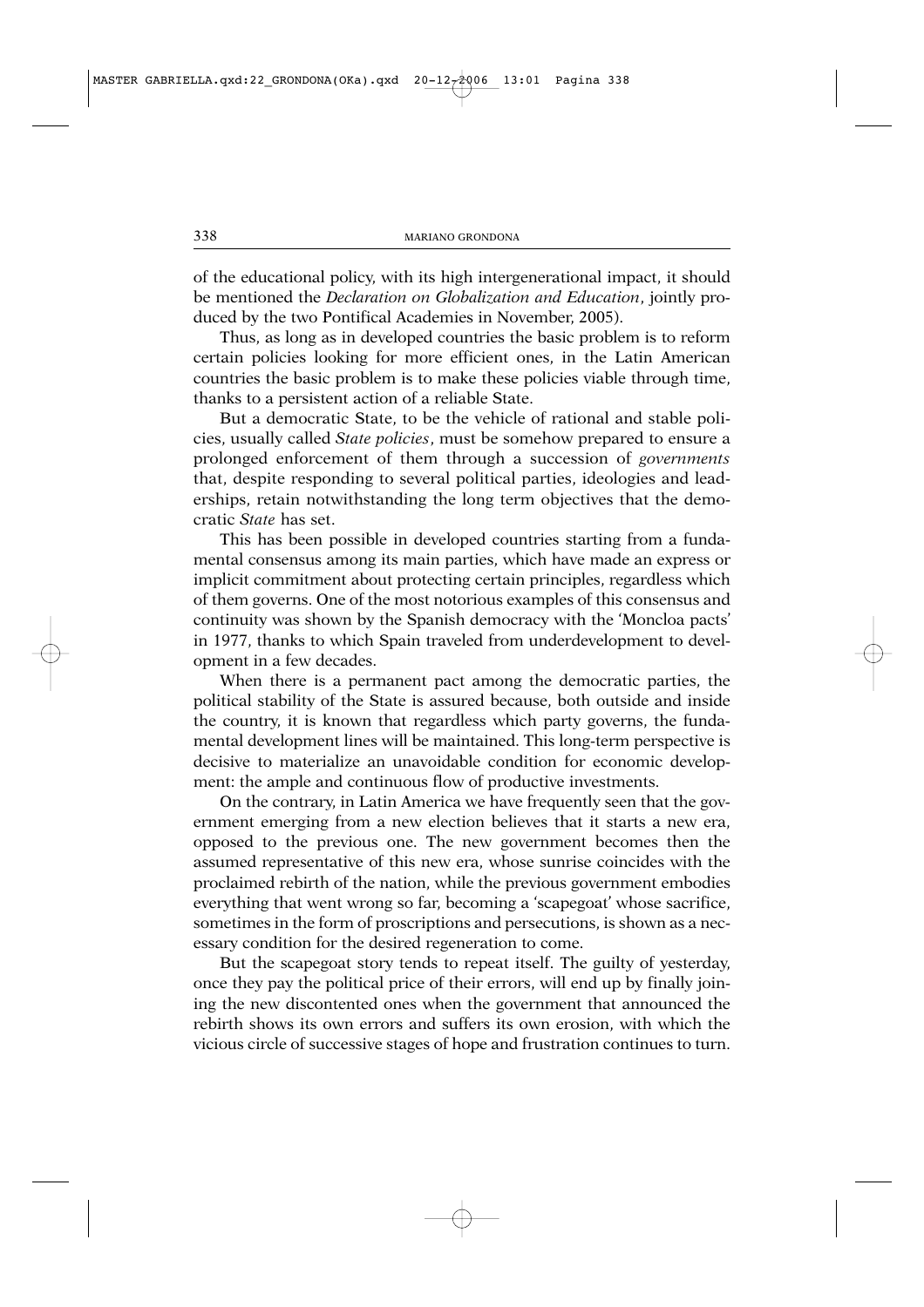of the educational policy, with its high intergenerational impact, it should be mentioned the *Declaration on Globalization and Education*, jointly produced by the two Pontifical Academies in November, 2005).

Thus, as long as in developed countries the basic problem is to reform certain policies looking for more efficient ones, in the Latin American countries the basic problem is to make these policies viable through time, thanks to a persistent action of a reliable State.

But a democratic State, to be the vehicle of rational and stable policies, usually called *State policies*, must be somehow prepared to ensure a prolonged enforcement of them through a succession of *governments* that, despite responding to several political parties, ideologies and leaderships, retain notwithstanding the long term objectives that the democratic *State* has set.

This has been possible in developed countries starting from a fundamental consensus among its main parties, which have made an express or implicit commitment about protecting certain principles, regardless which of them governs. One of the most notorious examples of this consensus and continuity was shown by the Spanish democracy with the 'Moncloa pacts' in 1977, thanks to which Spain traveled from underdevelopment to development in a few decades.

When there is a permanent pact among the democratic parties, the political stability of the State is assured because, both outside and inside the country, it is known that regardless which party governs, the fundamental development lines will be maintained. This long-term perspective is decisive to materialize an unavoidable condition for economic development: the ample and continuous flow of productive investments.

On the contrary, in Latin America we have frequently seen that the government emerging from a new election believes that it starts a new era, opposed to the previous one. The new government becomes then the assumed representative of this new era, whose sunrise coincides with the proclaimed rebirth of the nation, while the previous government embodies everything that went wrong so far, becoming a 'scapegoat' whose sacrifice, sometimes in the form of proscriptions and persecutions, is shown as a necessary condition for the desired regeneration to come.

But the scapegoat story tends to repeat itself. The guilty of yesterday, once they pay the political price of their errors, will end up by finally joining the new discontented ones when the government that announced the rebirth shows its own errors and suffers its own erosion, with which the vicious circle of successive stages of hope and frustration continues to turn.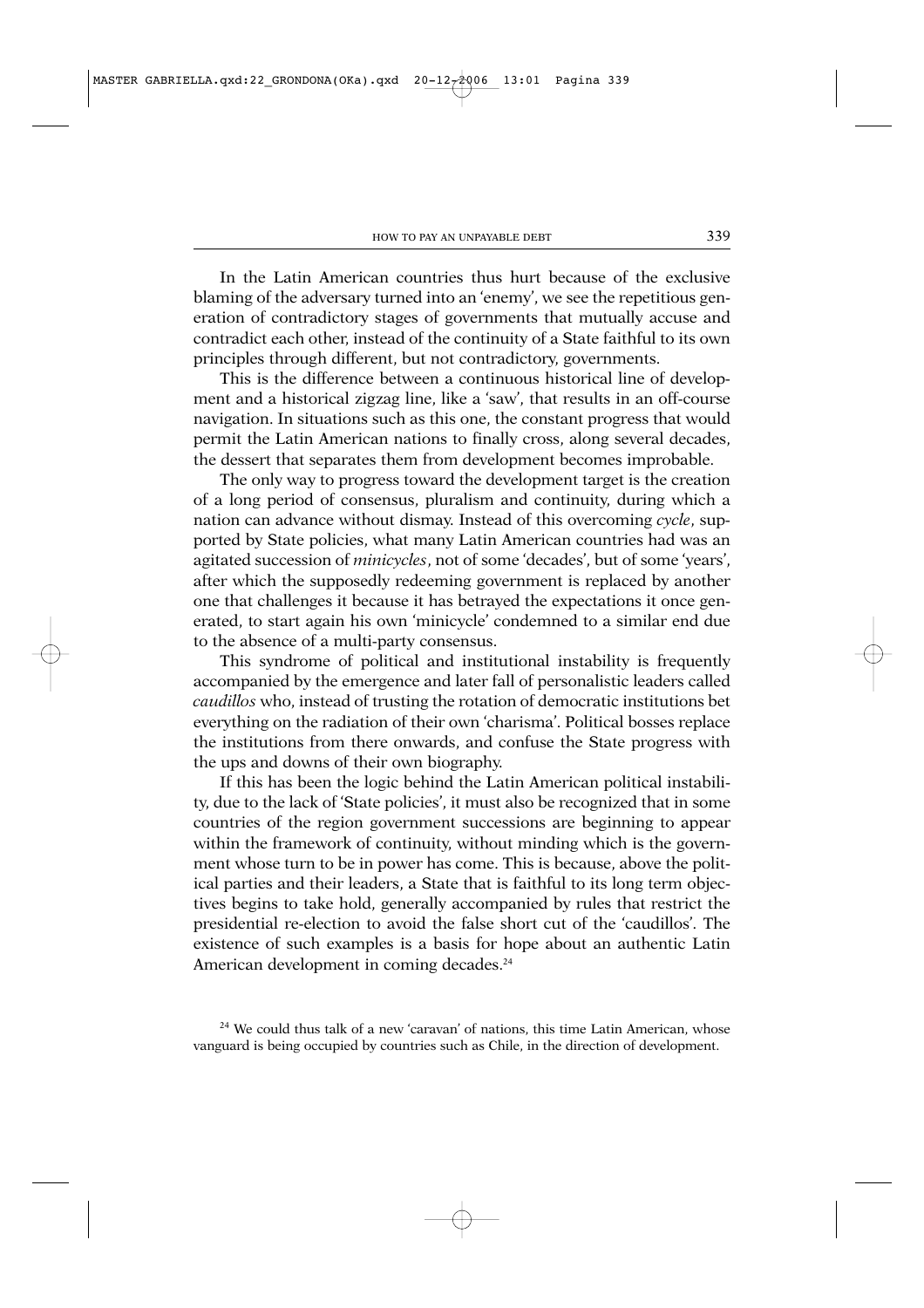In the Latin American countries thus hurt because of the exclusive blaming of the adversary turned into an 'enemy', we see the repetitious generation of contradictory stages of governments that mutually accuse and contradict each other, instead of the continuity of a State faithful to its own principles through different, but not contradictory, governments.

This is the difference between a continuous historical line of development and a historical zigzag line, like a 'saw', that results in an off-course navigation. In situations such as this one, the constant progress that would permit the Latin American nations to finally cross, along several decades, the dessert that separates them from development becomes improbable.

The only way to progress toward the development target is the creation of a long period of consensus, pluralism and continuity, during which a nation can advance without dismay. Instead of this overcoming *cycle*, supported by State policies, what many Latin American countries had was an agitated succession of *minicycles*, not of some 'decades', but of some 'years', after which the supposedly redeeming government is replaced by another one that challenges it because it has betrayed the expectations it once generated, to start again his own 'minicycle' condemned to a similar end due to the absence of a multi-party consensus.

This syndrome of political and institutional instability is frequently accompanied by the emergence and later fall of personalistic leaders called *caudillos* who, instead of trusting the rotation of democratic institutions bet everything on the radiation of their own 'charisma'. Political bosses replace the institutions from there onwards, and confuse the State progress with the ups and downs of their own biography.

If this has been the logic behind the Latin American political instability, due to the lack of 'State policies', it must also be recognized that in some countries of the region government successions are beginning to appear within the framework of continuity, without minding which is the government whose turn to be in power has come. This is because, above the political parties and their leaders, a State that is faithful to its long term objectives begins to take hold, generally accompanied by rules that restrict the presidential re-election to avoid the false short cut of the 'caudillos'. The existence of such examples is a basis for hope about an authentic Latin American development in coming decades.[24]

[24] We could thus talk of a new 'caravan' of nations, this time Latin American, whose vanguard is being occupied by countries such as Chile, in the direction of development.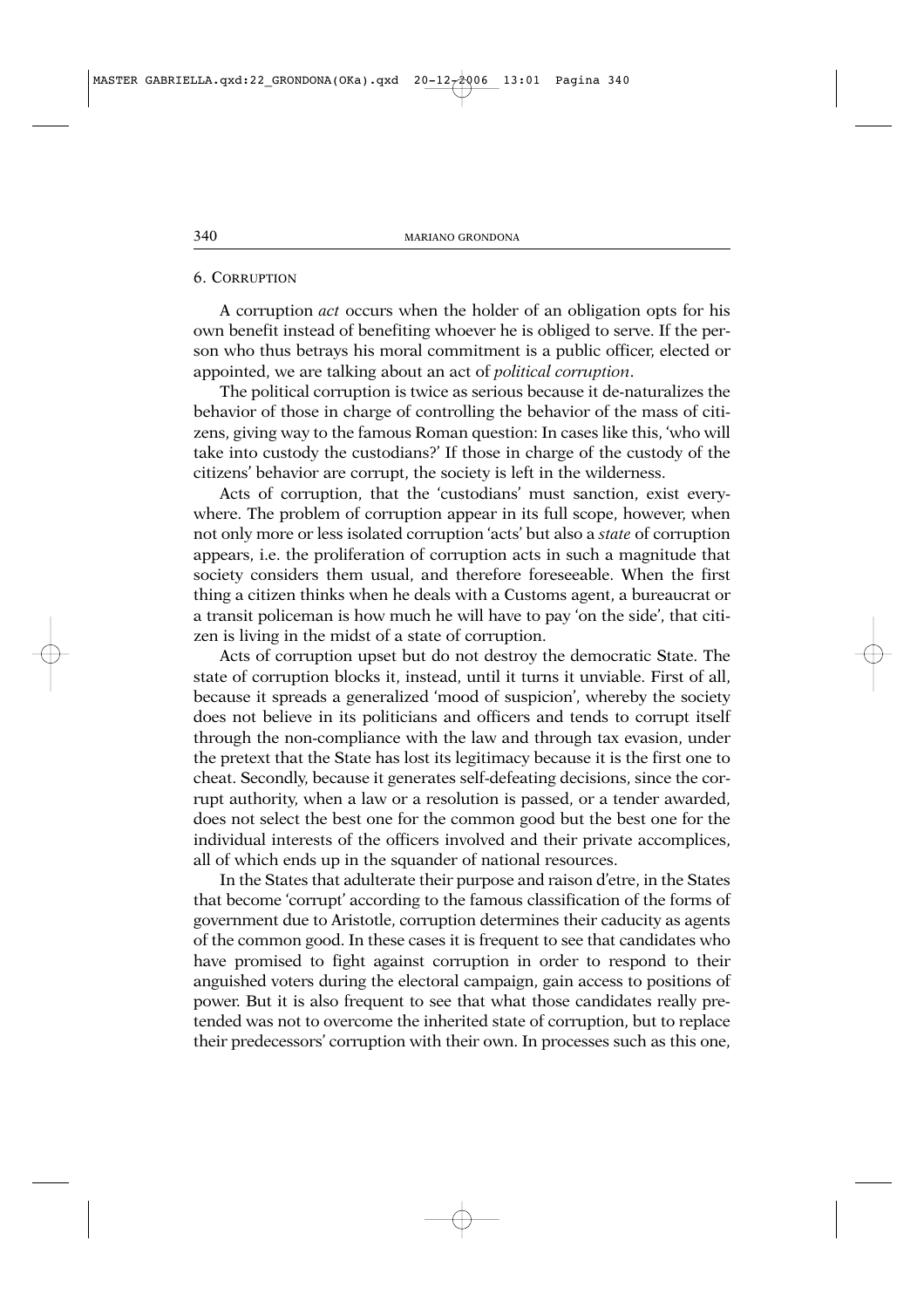## 6. Corruption

A corruption *act* occurs when the holder of an obligation opts for his own benefit instead of benefiting whoever he is obliged to serve. If the person who thus betrays his moral commitment is a public officer, elected or appointed, we are talking about an act of *political corruption*.

The political corruption is twice as serious because it de-naturalizes the behavior of those in charge of controlling the behavior of the mass of citizens, giving way to the famous Roman question: In cases like this, 'who will take into custody the custodians?' If those in charge of the custody of the citizens' behavior are corrupt, the society is left in the wilderness.

Acts of corruption, that the 'custodians' must sanction, exist everywhere. The problem of corruption appear in its full scope, however, when not only more or less isolated corruption 'acts' but also a *state* of corruption appears, i.e. the proliferation of corruption acts in such a magnitude that society considers them usual, and therefore foreseeable. When the first thing a citizen thinks when he deals with a Customs agent, a bureaucrat or a transit policeman is how much he will have to pay 'on the side', that citizen is living in the midst of a state of corruption.

Acts of corruption upset but do not destroy the democratic State. The state of corruption blocks it, instead, until it turns it unviable. First of all, because it spreads a generalized 'mood of suspicion', whereby the society does not believe in its politicians and officers and tends to corrupt itself through the non-compliance with the law and through tax evasion, under the pretext that the State has lost its legitimacy because it is the first one to cheat. Secondly, because it generates self-defeating decisions, since the corrupt authority, when a law or a resolution is passed, or a tender awarded, does not select the best one for the common good but the best one for the individual interests of the officers involved and their private accomplices, all of which ends up in the squander of national resources.

In the States that adulterate their purpose and raison d'etre, in the States that become 'corrupt' according to the famous classification of the forms of government due to Aristotle, corruption determines their caducity as agents of the common good. In these cases it is frequent to see that candidates who have promised to fight against corruption in order to respond to their anguished voters during the electoral campaign, gain access to positions of power. But it is also frequent to see that what those candidates really pretended was not to overcome the inherited state of corruption, but to replace their predecessors' corruption with their own. In processes such as this one,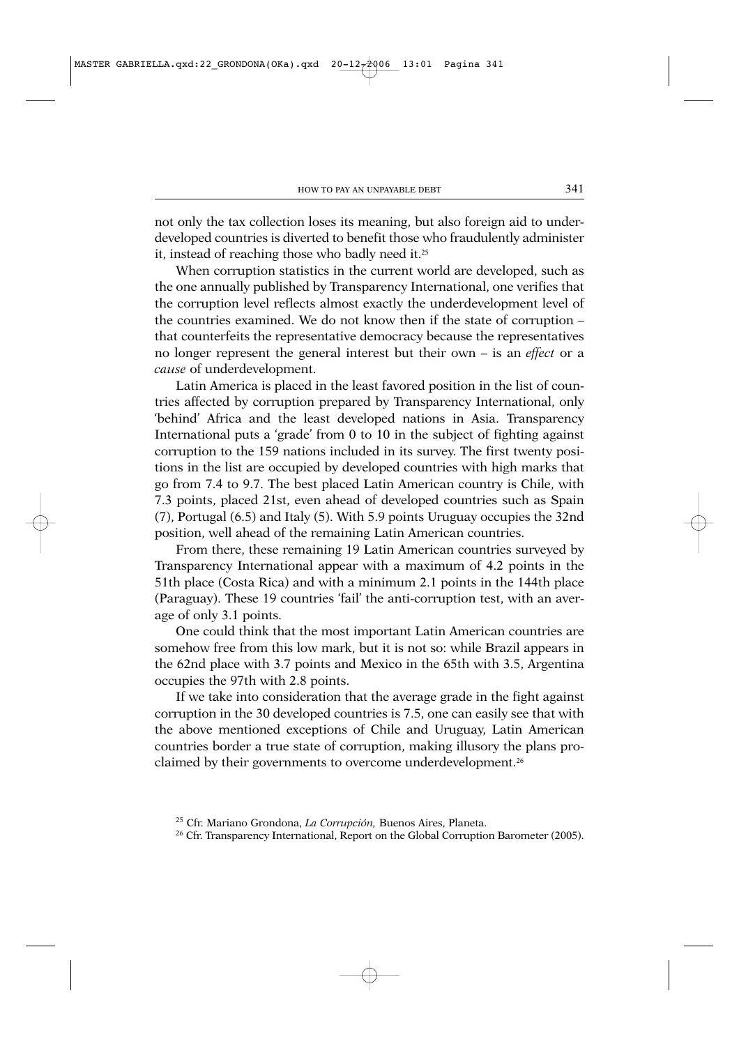not only the tax collection loses its meaning, but also foreign aid to underdeveloped countries is diverted to benefit those who fraudulently administer it, instead of reaching those who badly need it.[25]

When corruption statistics in the current world are developed, such as the one annually published by Transparency International, one verifies that the corruption level reflects almost exactly the underdevelopment level of the countries examined. We do not know then if the state of corruption – that counterfeits the representative democracy because the representatives no longer represent the general interest but their own – is an *effect* or a *cause* of underdevelopment.

Latin America is placed in the least favored position in the list of countries affected by corruption prepared by Transparency International, only 'behind' Africa and the least developed nations in Asia. Transparency International puts a 'grade' from 0 to 10 in the subject of fighting against corruption to the 159 nations included in its survey. The first twenty positions in the list are occupied by developed countries with high marks that go from 7.4 to 9.7. The best placed Latin American country is Chile, with 7.3 points, placed 21st, even ahead of developed countries such as Spain (7), Portugal (6.5) and Italy (5). With 5.9 points Uruguay occupies the 32nd position, well ahead of the remaining Latin American countries.

From there, these remaining 19 Latin American countries surveyed by Transparency International appear with a maximum of 4.2 points in the 51th place (Costa Rica) and with a minimum 2.1 points in the 144th place (Paraguay). These 19 countries 'fail' the anti-corruption test, with an average of only 3.1 points.

One could think that the most important Latin American countries are somehow free from this low mark, but it is not so: while Brazil appears in the 62nd place with 3.7 points and Mexico in the 65th with 3.5, Argentina occupies the 97th with 2.8 points.

If we take into consideration that the average grade in the fight against corruption in the 30 developed countries is 7.5, one can easily see that with the above mentioned exceptions of Chile and Uruguay, Latin American countries border a true state of corruption, making illusory the plans proclaimed by their governments to overcome underdevelopment.[26]

[25] Cfr. Mariano Grondona, *La Corrupción,* Buenos Aires, Planeta.

[26] Cfr. Transparency International, Report on the Global Corruption Barometer (2005).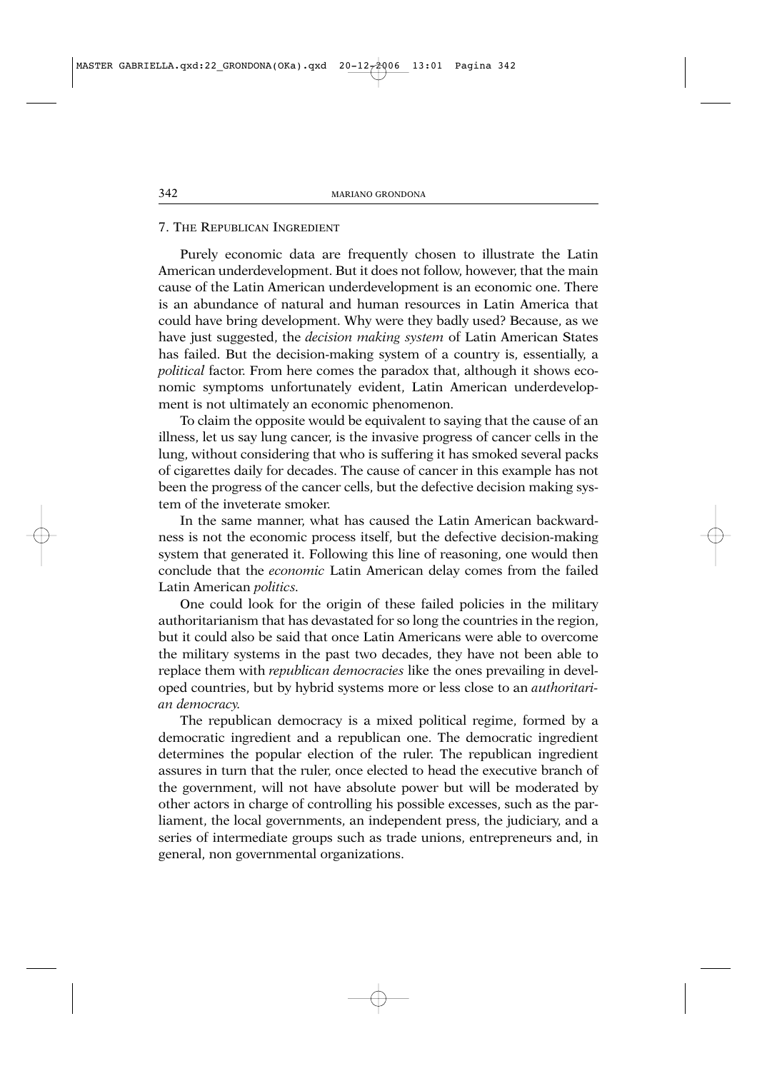## 7. The Republican Ingredient

Purely economic data are frequently chosen to illustrate the Latin American underdevelopment. But it does not follow, however, that the main cause of the Latin American underdevelopment is an economic one. There is an abundance of natural and human resources in Latin America that could have bring development. Why were they badly used? Because, as we have just suggested, the *decision making system* of Latin American States has failed. But the decision-making system of a country is, essentially, a *political* factor. From here comes the paradox that, although it shows economic symptoms unfortunately evident, Latin American underdevelopment is not ultimately an economic phenomenon.

To claim the opposite would be equivalent to saying that the cause of an illness, let us say lung cancer, is the invasive progress of cancer cells in the lung, without considering that who is suffering it has smoked several packs of cigarettes daily for decades. The cause of cancer in this example has not been the progress of the cancer cells, but the defective decision making system of the inveterate smoker.

In the same manner, what has caused the Latin American backwardness is not the economic process itself, but the defective decision-making system that generated it. Following this line of reasoning, one would then conclude that the *economic* Latin American delay comes from the failed Latin American *politics*.

One could look for the origin of these failed policies in the military authoritarianism that has devastated for so long the countries in the region, but it could also be said that once Latin Americans were able to overcome the military systems in the past two decades, they have not been able to replace them with *republican democracies* like the ones prevailing in developed countries, but by hybrid systems more or less close to an *authoritarian democracy*.

The republican democracy is a mixed political regime, formed by a democratic ingredient and a republican one. The democratic ingredient determines the popular election of the ruler. The republican ingredient assures in turn that the ruler, once elected to head the executive branch of the government, will not have absolute power but will be moderated by other actors in charge of controlling his possible excesses, such as the parliament, the local governments, an independent press, the judiciary, and a series of intermediate groups such as trade unions, entrepreneurs and, in general, non governmental organizations.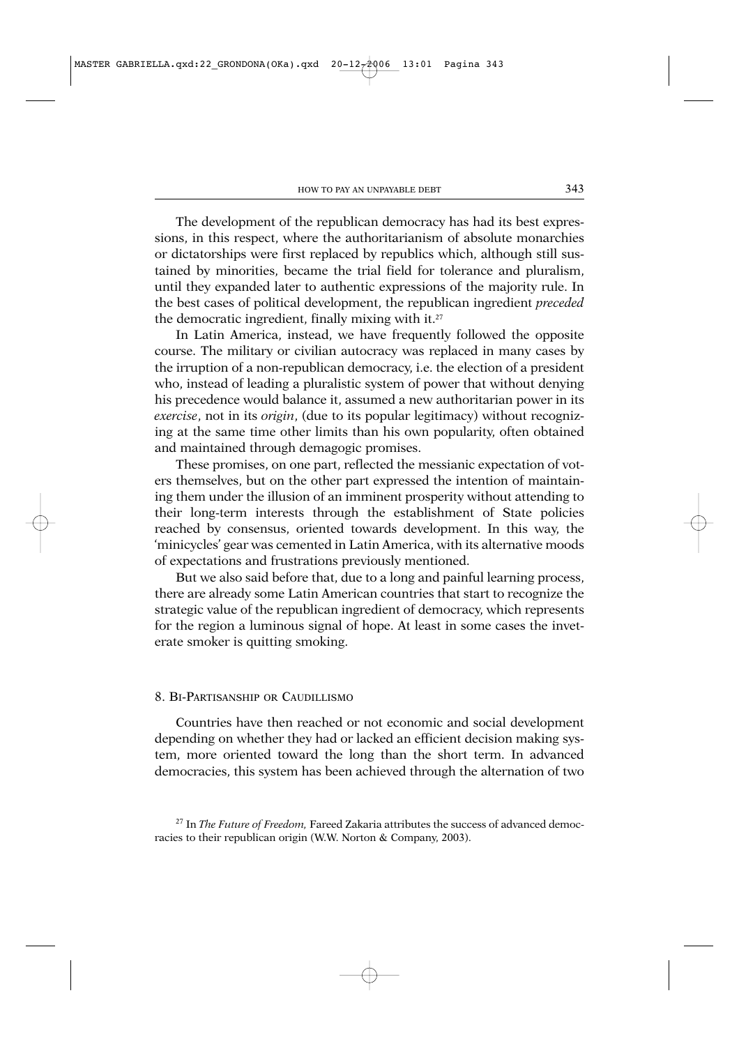The development of the republican democracy has had its best expressions, in this respect, where the authoritarianism of absolute monarchies or dictatorships were first replaced by republics which, although still sustained by minorities, became the trial field for tolerance and pluralism, until they expanded later to authentic expressions of the majority rule. In the best cases of political development, the republican ingredient *preceded* the democratic ingredient, finally mixing with it.[27]

In Latin America, instead, we have frequently followed the opposite course. The military or civilian autocracy was replaced in many cases by the irruption of a non-republican democracy, i.e. the election of a president who, instead of leading a pluralistic system of power that without denying his precedence would balance it, assumed a new authoritarian power in its *exercise*, not in its *origin*, (due to its popular legitimacy) without recognizing at the same time other limits than his own popularity, often obtained and maintained through demagogic promises.

These promises, on one part, reflected the messianic expectation of voters themselves, but on the other part expressed the intention of maintaining them under the illusion of an imminent prosperity without attending to their long-term interests through the establishment of State policies reached by consensus, oriented towards development. In this way, the 'minicycles' gear was cemented in Latin America, with its alternative moods of expectations and frustrations previously mentioned.

But we also said before that, due to a long and painful learning process, there are already some Latin American countries that start to recognize the strategic value of the republican ingredient of democracy, which represents for the region a luminous signal of hope. At least in some cases the inveterate smoker is quitting smoking.

## 8. Bi-Partisanship or Caudillismo

Countries have then reached or not economic and social development depending on whether they had or lacked an efficient decision making system, more oriented toward the long than the short term. In advanced democracies, this system has been achieved through the alternation of two

[27] In *The Future of Freedom,* Fareed Zakaria attributes the success of advanced democracies to their republican origin (W.W. Norton & Company, 2003).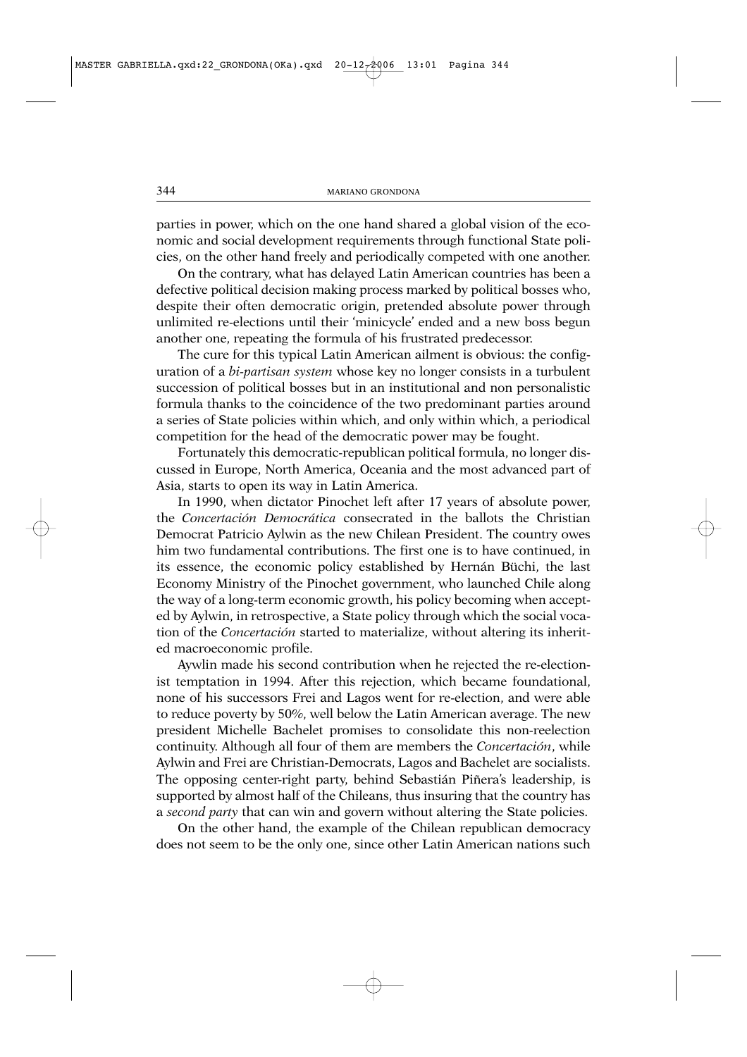parties in power, which on the one hand shared a global vision of the economic and social development requirements through functional State policies, on the other hand freely and periodically competed with one another.

On the contrary, what has delayed Latin American countries has been a defective political decision making process marked by political bosses who, despite their often democratic origin, pretended absolute power through unlimited re-elections until their 'minicycle' ended and a new boss begun another one, repeating the formula of his frustrated predecessor.

The cure for this typical Latin American ailment is obvious: the configuration of a *bi-partisan system* whose key no longer consists in a turbulent succession of political bosses but in an institutional and non personalistic formula thanks to the coincidence of the two predominant parties around a series of State policies within which, and only within which, a periodical competition for the head of the democratic power may be fought.

Fortunately this democratic-republican political formula, no longer discussed in Europe, North America, Oceania and the most advanced part of Asia, starts to open its way in Latin America.

In 1990, when dictator Pinochet left after 17 years of absolute power, the *Concertación Democrática* consecrated in the ballots the Christian Democrat Patricio Aylwin as the new Chilean President. The country owes him two fundamental contributions. The first one is to have continued, in its essence, the economic policy established by Hernán Büchi, the last Economy Ministry of the Pinochet government, who launched Chile along the way of a long-term economic growth, his policy becoming when accepted by Aylwin, in retrospective, a State policy through which the social vocation of the *Concertación* started to materialize, without altering its inherited macroeconomic profile.

Aywlin made his second contribution when he rejected the re-electionist temptation in 1994. After this rejection, which became foundational, none of his successors Frei and Lagos went for re-election, and were able to reduce poverty by 50%, well below the Latin American average. The new president Michelle Bachelet promises to consolidate this non-reelection continuity. Although all four of them are members the *Concertación*, while Aylwin and Frei are Christian-Democrats, Lagos and Bachelet are socialists. The opposing center-right party, behind Sebastián Piñera's leadership, is supported by almost half of the Chileans, thus insuring that the country has a *second party* that can win and govern without altering the State policies.

On the other hand, the example of the Chilean republican democracy does not seem to be the only one, since other Latin American nations such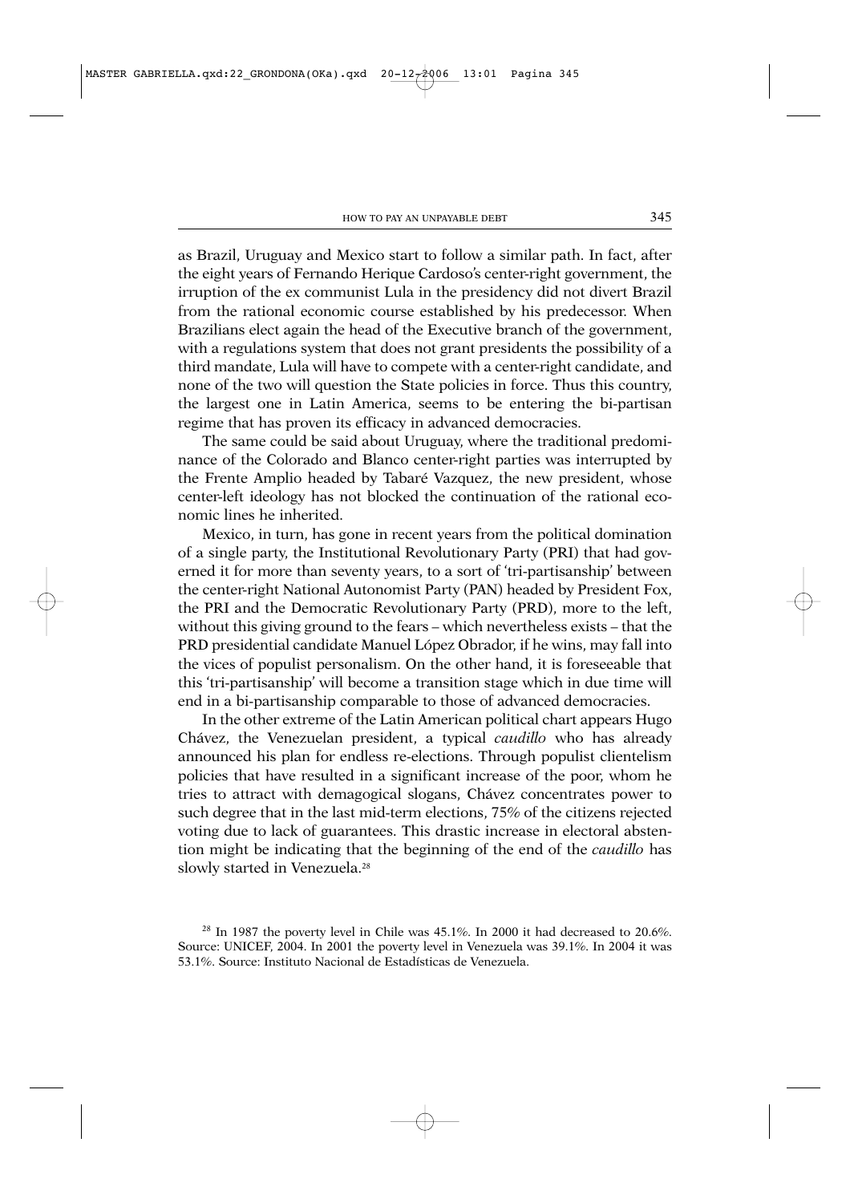as Brazil, Uruguay and Mexico start to follow a similar path. In fact, after the eight years of Fernando Herique Cardoso's center-right government, the irruption of the ex communist Lula in the presidency did not divert Brazil from the rational economic course established by his predecessor. When Brazilians elect again the head of the Executive branch of the government, with a regulations system that does not grant presidents the possibility of a third mandate, Lula will have to compete with a center-right candidate, and none of the two will question the State policies in force. Thus this country, the largest one in Latin America, seems to be entering the bi-partisan regime that has proven its efficacy in advanced democracies.

The same could be said about Uruguay, where the traditional predominance of the Colorado and Blanco center-right parties was interrupted by the Frente Amplio headed by Tabaré Vazquez, the new president, whose center-left ideology has not blocked the continuation of the rational economic lines he inherited.

Mexico, in turn, has gone in recent years from the political domination of a single party, the Institutional Revolutionary Party (PRI) that had governed it for more than seventy years, to a sort of 'tri-partisanship' between the center-right National Autonomist Party (PAN) headed by President Fox, the PRI and the Democratic Revolutionary Party (PRD), more to the left, without this giving ground to the fears – which nevertheless exists – that the PRD presidential candidate Manuel López Obrador, if he wins, may fall into the vices of populist personalism. On the other hand, it is foreseeable that this 'tri-partisanship' will become a transition stage which in due time will end in a bi-partisanship comparable to those of advanced democracies.

In the other extreme of the Latin American political chart appears Hugo Chávez, the Venezuelan president, a typical *caudillo* who has already announced his plan for endless re-elections. Through populist clientelism policies that have resulted in a significant increase of the poor, whom he tries to attract with demagogical slogans, Chávez concentrates power to such degree that in the last mid-term elections, 75% of the citizens rejected voting due to lack of guarantees. This drastic increase in electoral abstention might be indicating that the beginning of the end of the *caudillo* has slowly started in Venezuela.[28]

[28] In 1987 the poverty level in Chile was 45.1%. In 2000 it had decreased to 20.6%. Source: UNICEF, 2004. In 2001 the poverty level in Venezuela was 39.1%. In 2004 it was 53.1%. Source: Instituto Nacional de Estadísticas de Venezuela.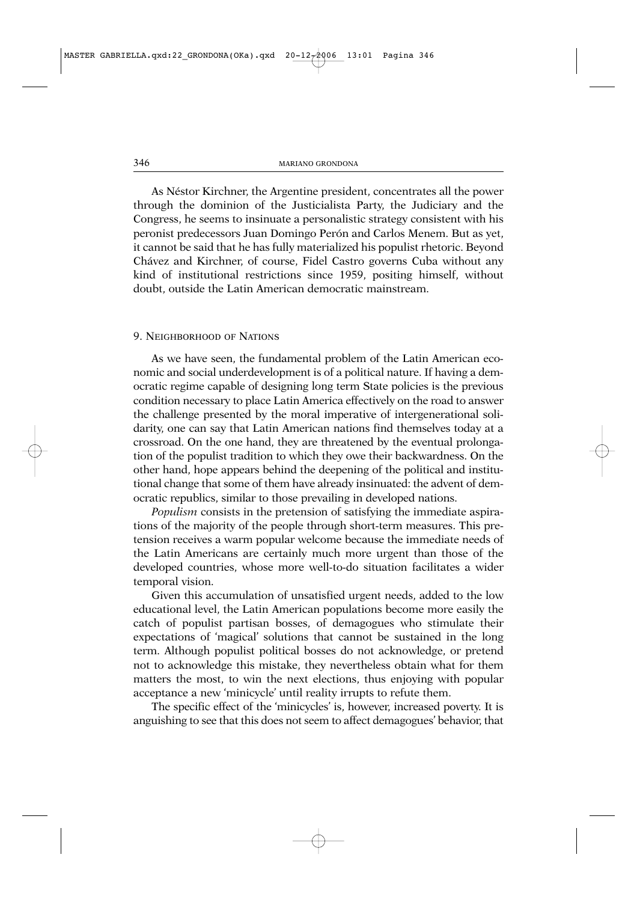As Néstor Kirchner, the Argentine president, concentrates all the power through the dominion of the Justicialista Party, the Judiciary and the Congress, he seems to insinuate a personalistic strategy consistent with his peronist predecessors Juan Domingo Perón and Carlos Menem. But as yet, it cannot be said that he has fully materialized his populist rhetoric. Beyond Chávez and Kirchner, of course, Fidel Castro governs Cuba without any kind of institutional restrictions since 1959, positing himself, without doubt, outside the Latin American democratic mainstream.

## 9. Neighborhood of Nations

As we have seen, the fundamental problem of the Latin American economic and social underdevelopment is of a political nature. If having a democratic regime capable of designing long term State policies is the previous condition necessary to place Latin America effectively on the road to answer the challenge presented by the moral imperative of intergenerational solidarity, one can say that Latin American nations find themselves today at a crossroad. On the one hand, they are threatened by the eventual prolongation of the populist tradition to which they owe their backwardness. On the other hand, hope appears behind the deepening of the political and institutional change that some of them have already insinuated: the advent of democratic republics, similar to those prevailing in developed nations.

*Populism* consists in the pretension of satisfying the immediate aspirations of the majority of the people through short-term measures. This pretension receives a warm popular welcome because the immediate needs of the Latin Americans are certainly much more urgent than those of the developed countries, whose more well-to-do situation facilitates a wider temporal vision.

Given this accumulation of unsatisfied urgent needs, added to the low educational level, the Latin American populations become more easily the catch of populist partisan bosses, of demagogues who stimulate their expectations of 'magical' solutions that cannot be sustained in the long term. Although populist political bosses do not acknowledge, or pretend not to acknowledge this mistake, they nevertheless obtain what for them matters the most, to win the next elections, thus enjoying with popular acceptance a new 'minicycle' until reality irrupts to refute them.

The specific effect of the 'minicycles' is, however, increased poverty. It is anguishing to see that this does not seem to affect demagogues' behavior, that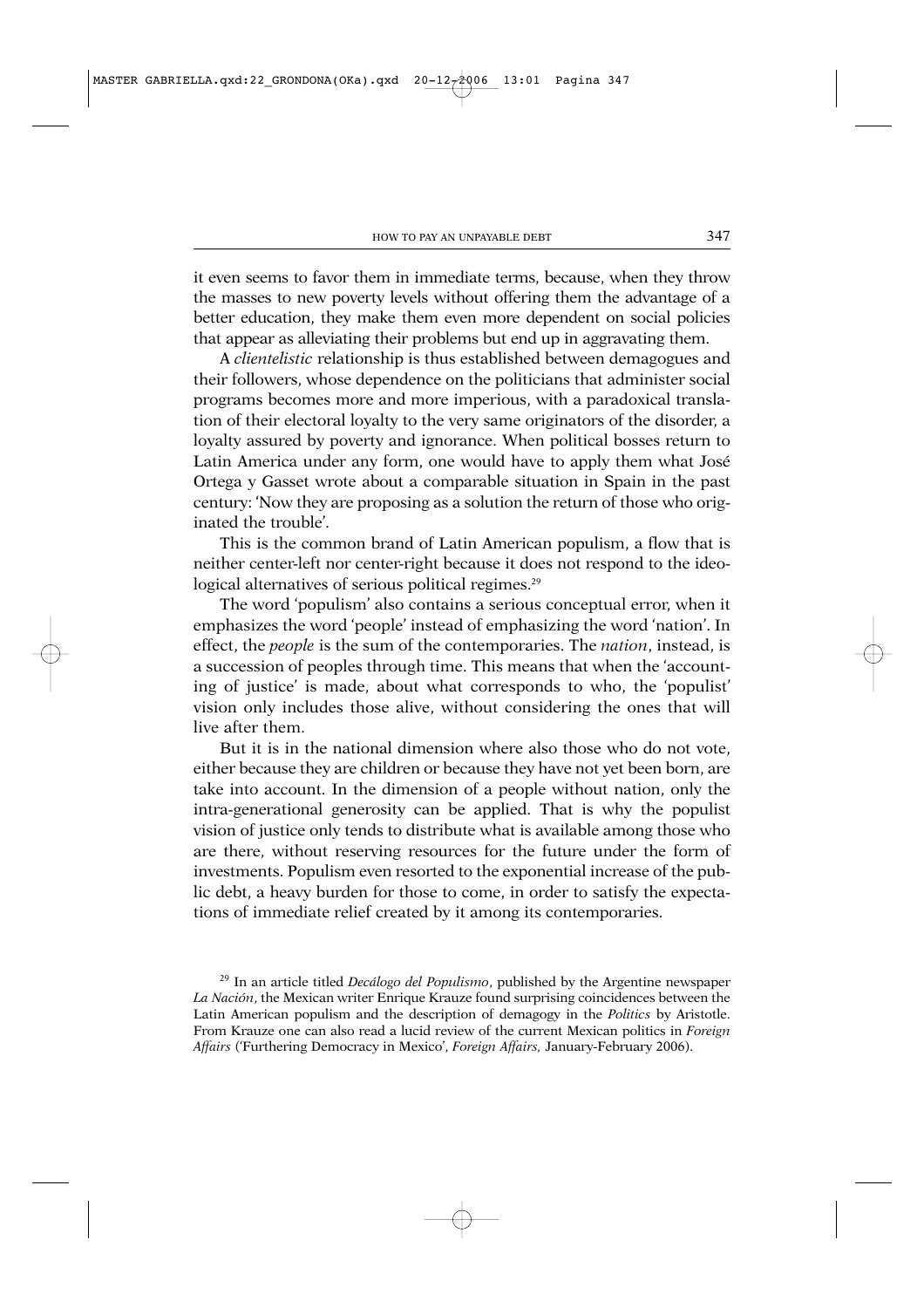it even seems to favor them in immediate terms, because, when they throw the masses to new poverty levels without offering them the advantage of a better education, they make them even more dependent on social policies that appear as alleviating their problems but end up in aggravating them.

A *clientelistic* relationship is thus established between demagogues and their followers, whose dependence on the politicians that administer social programs becomes more and more imperious, with a paradoxical translation of their electoral loyalty to the very same originators of the disorder, a loyalty assured by poverty and ignorance. When political bosses return to Latin America under any form, one would have to apply them what José Ortega y Gasset wrote about a comparable situation in Spain in the past century: 'Now they are proposing as a solution the return of those who originated the trouble'.

This is the common brand of Latin American populism, a flow that is neither center-left nor center-right because it does not respond to the ideological alternatives of serious political regimes.[29]

The word 'populism' also contains a serious conceptual error, when it emphasizes the word 'people' instead of emphasizing the word 'nation'. In effect, the *people* is the sum of the contemporaries. The *nation*, instead, is a succession of peoples through time. This means that when the 'accounting of justice' is made, about what corresponds to who, the 'populist' vision only includes those alive, without considering the ones that will live after them.

But it is in the national dimension where also those who do not vote, either because they are children or because they have not yet been born, are take into account. In the dimension of a people without nation, only the intra-generational generosity can be applied. That is why the populist vision of justice only tends to distribute what is available among those who are there, without reserving resources for the future under the form of investments. Populism even resorted to the exponential increase of the public debt, a heavy burden for those to come, in order to satisfy the expectations of immediate relief created by it among its contemporaries.

[29] In an article titled *Decálogo del Populismo*, published by the Argentine newspaper *La Nación*, the Mexican writer Enrique Krauze found surprising coincidences between the Latin American populism and the description of demagogy in the *Politics* by Aristotle. From Krauze one can also read a lucid review of the current Mexican politics in *Foreign Affairs* ('Furthering Democracy in Mexico', *Foreign Affairs,* January-February 2006).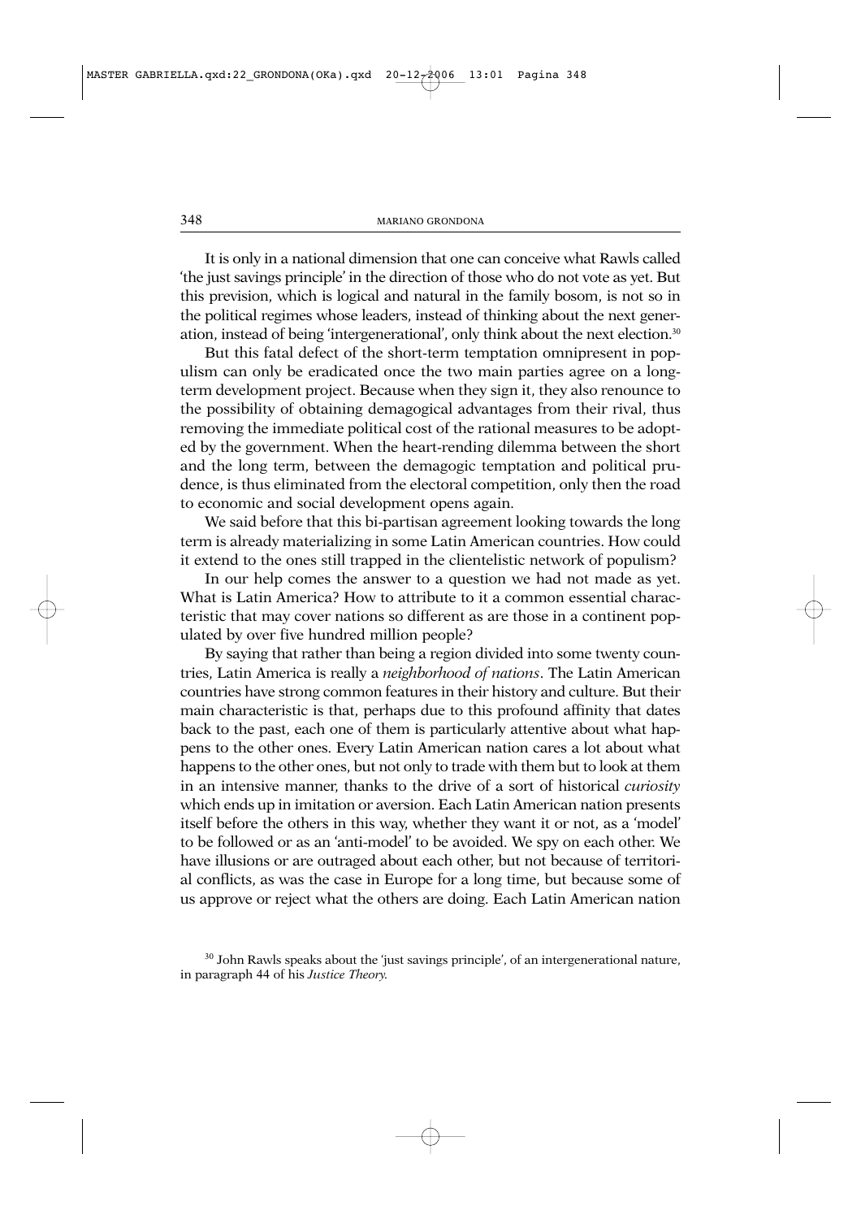It is only in a national dimension that one can conceive what Rawls called 'the just savings principle' in the direction of those who do not vote as yet. But this prevision, which is logical and natural in the family bosom, is not so in the political regimes whose leaders, instead of thinking about the next generation, instead of being 'intergenerational', only think about the next election.[30]

But this fatal defect of the short-term temptation omnipresent in populism can only be eradicated once the two main parties agree on a long-term development project. Because when they sign it, they also renounce to the possibility of obtaining demagogical advantages from their rival, thus removing the immediate political cost of the rational measures to be adopted by the government. When the heart-rending dilemma between the short and the long term, between the demagogic temptation and political prudence, is thus eliminated from the electoral competition, only then the road to economic and social development opens again.

We said before that this bi-partisan agreement looking towards the long term is already materializing in some Latin American countries. How could it extend to the ones still trapped in the clientelistic network of populism?

In our help comes the answer to a question we had not made as yet. What is Latin America? How to attribute to it a common essential characteristic that may cover nations so different as are those in a continent populated by over five hundred million people?

By saying that rather than being a region divided into some twenty countries, Latin America is really a *neighborhood of nations*. The Latin American countries have strong common features in their history and culture. But their main characteristic is that, perhaps due to this profound affinity that dates back to the past, each one of them is particularly attentive about what happens to the other ones. Every Latin American nation cares a lot about what happens to the other ones, but not only to trade with them but to look at them in an intensive manner, thanks to the drive of a sort of historical *curiosity* which ends up in imitation or aversion. Each Latin American nation presents itself before the others in this way, whether they want it or not, as a 'model' to be followed or as an 'anti-model' to be avoided. We spy on each other. We have illusions or are outraged about each other, but not because of territorial conflicts, as was the case in Europe for a long time, but because some of us approve or reject what the others are doing. Each Latin American nation

[30] John Rawls speaks about the 'just savings principle', of an intergenerational nature, in paragraph 44 of his *Justice Theory.*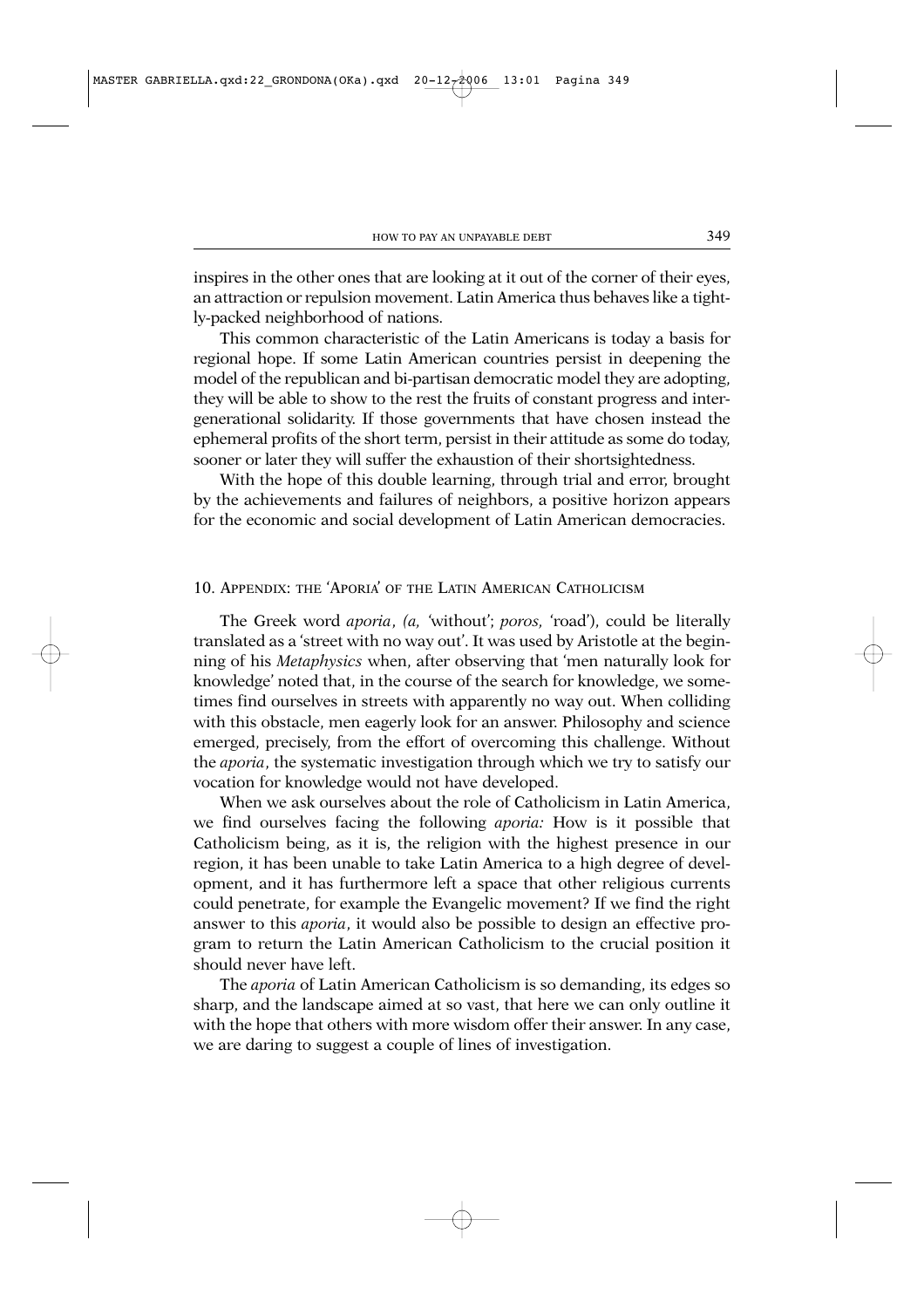inspires in the other ones that are looking at it out of the corner of their eyes, an attraction or repulsion movement. Latin America thus behaves like a tightly-packed neighborhood of nations.

This common characteristic of the Latin Americans is today a basis for regional hope. If some Latin American countries persist in deepening the model of the republican and bi-partisan democratic model they are adopting, they will be able to show to the rest the fruits of constant progress and intergenerational solidarity. If those governments that have chosen instead the ephemeral profits of the short term, persist in their attitude as some do today, sooner or later they will suffer the exhaustion of their shortsightedness.

With the hope of this double learning, through trial and error, brought by the achievements and failures of neighbors, a positive horizon appears for the economic and social development of Latin American democracies.

## 10. Appendix: the 'Aporia' of the Latin American Catholicism

The Greek word *aporia*, *(a,* 'without'; *poros,* 'road'), could be literally translated as a 'street with no way out'. It was used by Aristotle at the beginning of his *Metaphysics* when, after observing that 'men naturally look for knowledge' noted that, in the course of the search for knowledge, we sometimes find ourselves in streets with apparently no way out. When colliding with this obstacle, men eagerly look for an answer. Philosophy and science emerged, precisely, from the effort of overcoming this challenge. Without the *aporia*, the systematic investigation through which we try to satisfy our vocation for knowledge would not have developed.

When we ask ourselves about the role of Catholicism in Latin America, we find ourselves facing the following *aporia:* How is it possible that Catholicism being, as it is, the religion with the highest presence in our region, it has been unable to take Latin America to a high degree of development, and it has furthermore left a space that other religious currents could penetrate, for example the Evangelic movement? If we find the right answer to this *aporia*, it would also be possible to design an effective program to return the Latin American Catholicism to the crucial position it should never have left.

The *aporia* of Latin American Catholicism is so demanding, its edges so sharp, and the landscape aimed at so vast, that here we can only outline it with the hope that others with more wisdom offer their answer. In any case, we are daring to suggest a couple of lines of investigation.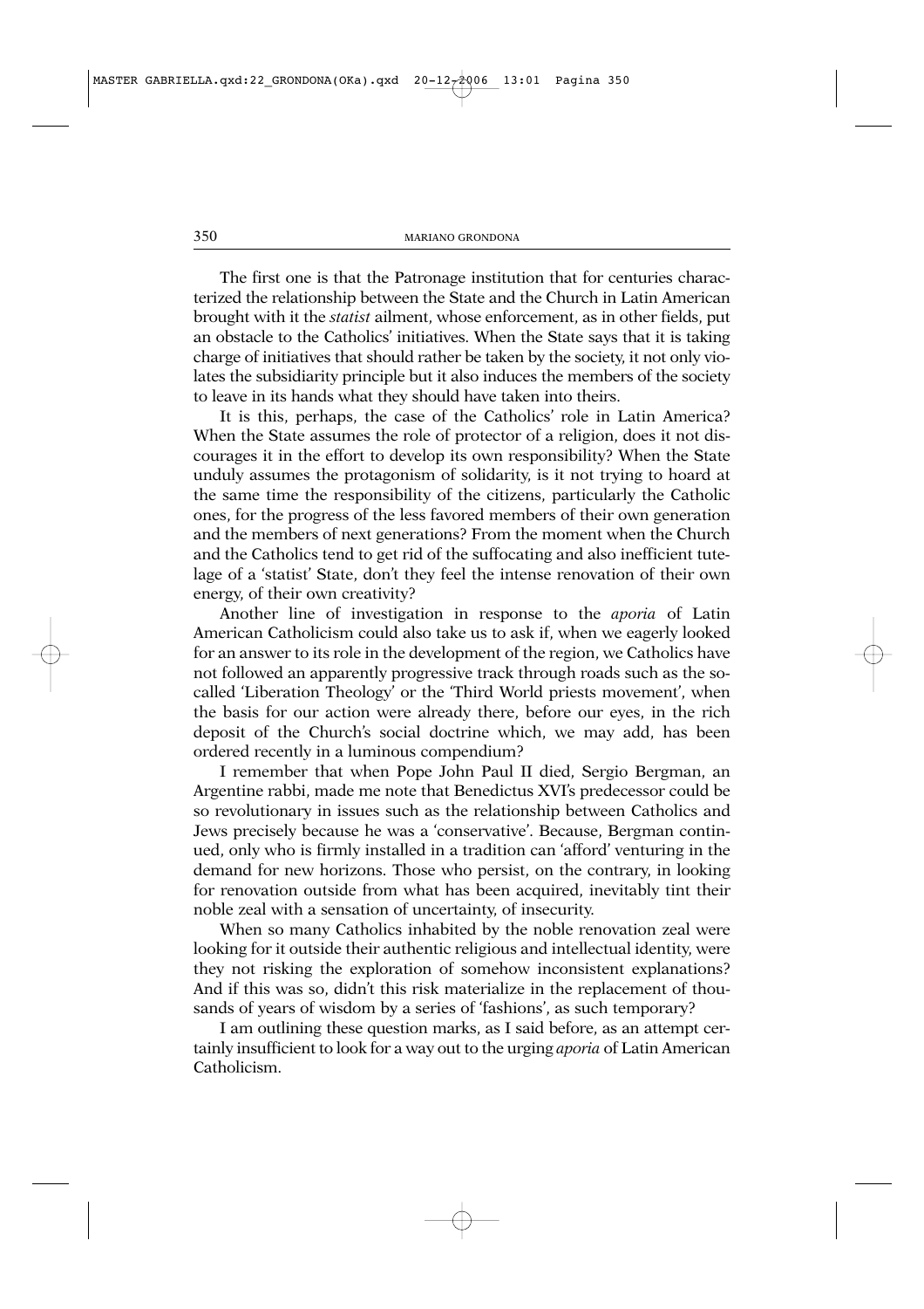The first one is that the Patronage institution that for centuries characterized the relationship between the State and the Church in Latin American brought with it the *statist* ailment, whose enforcement, as in other fields, put an obstacle to the Catholics' initiatives. When the State says that it is taking charge of initiatives that should rather be taken by the society, it not only violates the subsidiarity principle but it also induces the members of the society to leave in its hands what they should have taken into theirs.

It is this, perhaps, the case of the Catholics' role in Latin America? When the State assumes the role of protector of a religion, does it not discourages it in the effort to develop its own responsibility? When the State unduly assumes the protagonism of solidarity, is it not trying to hoard at the same time the responsibility of the citizens, particularly the Catholic ones, for the progress of the less favored members of their own generation and the members of next generations? From the moment when the Church and the Catholics tend to get rid of the suffocating and also inefficient tutelage of a 'statist' State, don't they feel the intense renovation of their own energy, of their own creativity?

Another line of investigation in response to the *aporia* of Latin American Catholicism could also take us to ask if, when we eagerly looked for an answer to its role in the development of the region, we Catholics have not followed an apparently progressive track through roads such as the so-called 'Liberation Theology' or the 'Third World priests movement', when the basis for our action were already there, before our eyes, in the rich deposit of the Church's social doctrine which, we may add, has been ordered recently in a luminous compendium?

I remember that when Pope John Paul II died, Sergio Bergman, an Argentine rabbi, made me note that Benedictus XVI's predecessor could be so revolutionary in issues such as the relationship between Catholics and Jews precisely because he was a 'conservative'. Because, Bergman continued, only who is firmly installed in a tradition can 'afford' venturing in the demand for new horizons. Those who persist, on the contrary, in looking for renovation outside from what has been acquired, inevitably tint their noble zeal with a sensation of uncertainty, of insecurity.

When so many Catholics inhabited by the noble renovation zeal were looking for it outside their authentic religious and intellectual identity, were they not risking the exploration of somehow inconsistent explanations? And if this was so, didn't this risk materialize in the replacement of thousands of years of wisdom by a series of 'fashions', as such temporary?

I am outlining these question marks, as I said before, as an attempt certainly insufficient to look for a way out to the urging *aporia* of Latin American Catholicism.